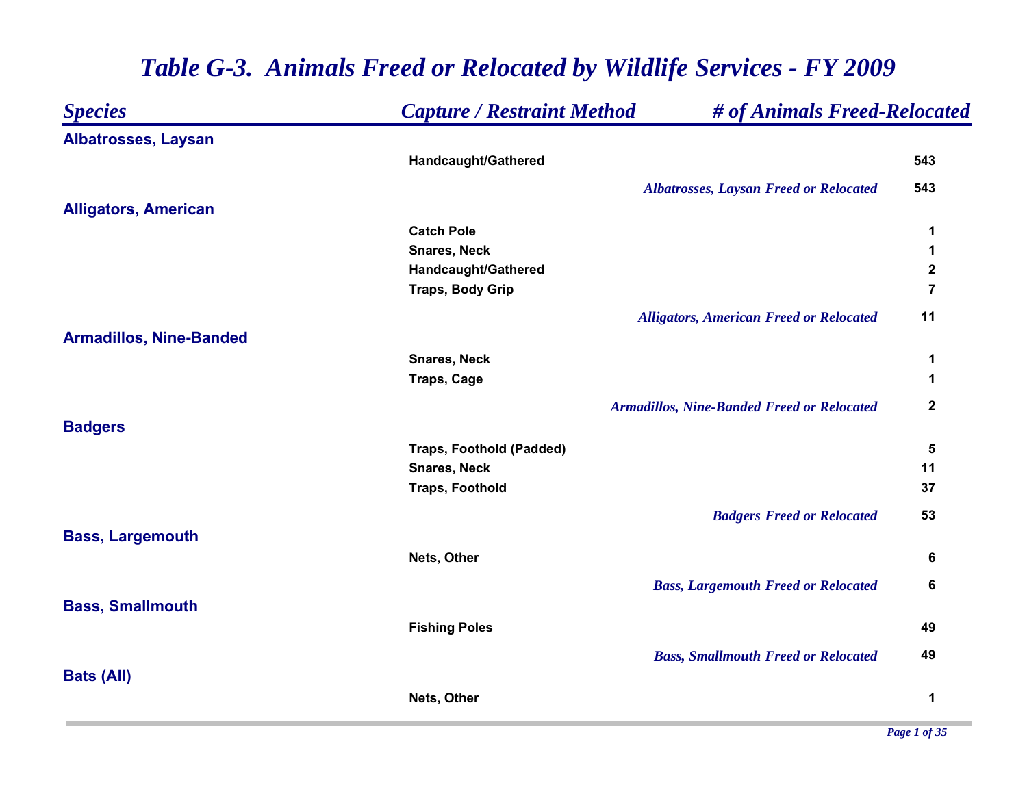# Table G-3. Animals Freed or Relocated by Wildlife Services - FY 2009

| Species | Capture / Restraint Method | # of Animals Freed-Relocated |
|---|---|---|
| **Albatrosses, Laysan** | | |
| | Handcaught/Gathered | 543 |
| | *Albatrosses, Laysan Freed or Relocated* | 543 |
| **Alligators, American** | | |
| | Catch Pole | 1 |
| | Snares, Neck | 1 |
| | Handcaught/Gathered | 2 |
| | Traps, Body Grip | 7 |
| | *Alligators, American Freed or Relocated* | 11 |
| **Armadillos, Nine-Banded** | | |
| | Snares, Neck | 1 |
| | Traps, Cage | 1 |
| | *Armadillos, Nine-Banded Freed or Relocated* | 2 |
| **Badgers** | | |
| | Traps, Foothold (Padded) | 5 |
| | Snares, Neck | 11 |
| | Traps, Foothold | 37 |
| | *Badgers Freed or Relocated* | 53 |
| **Bass, Largemouth** | | |
| | Nets, Other | 6 |
| | *Bass, Largemouth Freed or Relocated* | 6 |
| **Bass, Smallmouth** | | |
| | Fishing Poles | 49 |
| | *Bass, Smallmouth Freed or Relocated* | 49 |
| **Bats (All)** | | |
| | Nets, Other | 1 |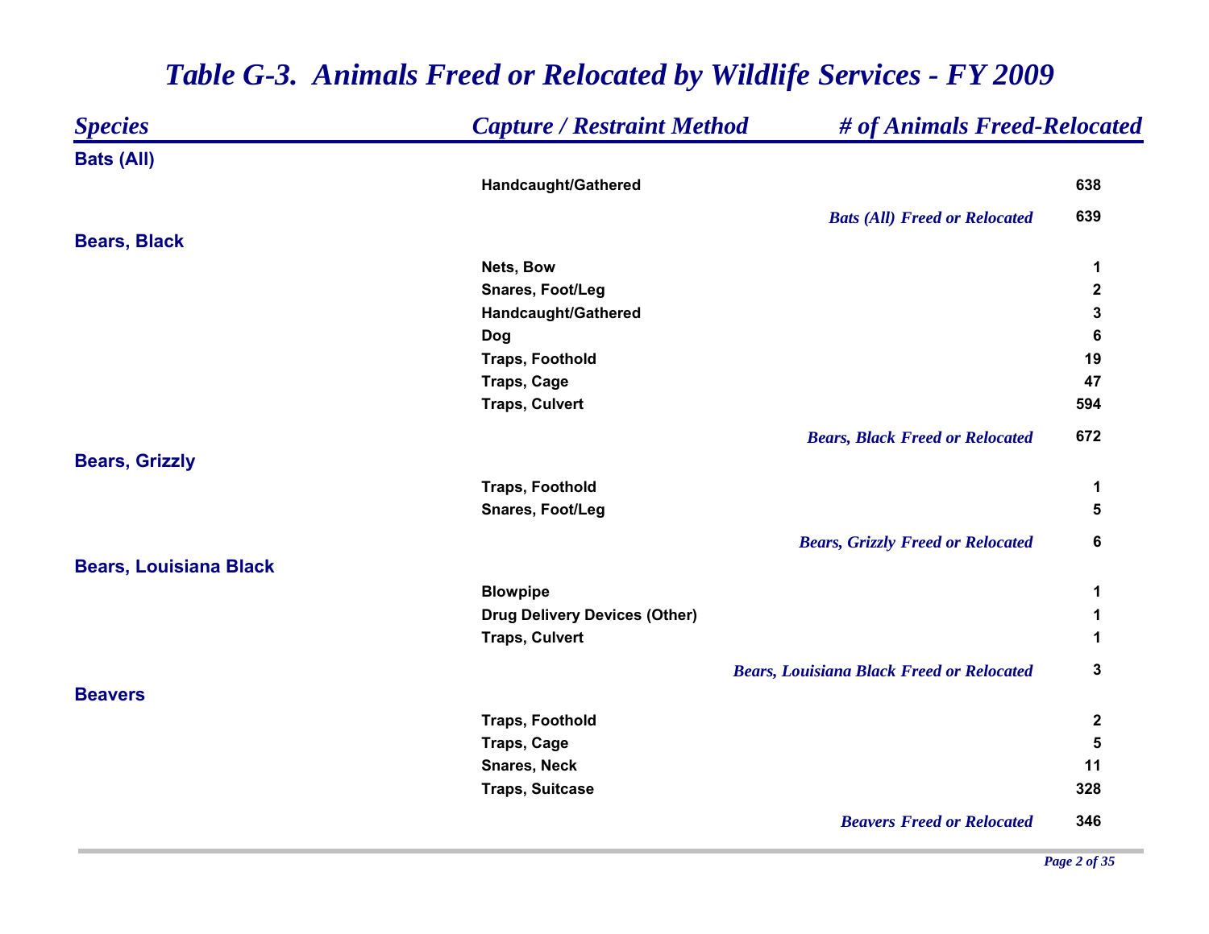# *Table G-3. Animals Freed or Relocated by Wildlife Services - FY 2009*

| *Species* | *Capture / Restraint Method* | *# of Animals Freed-Relocated* |
|---|---|---|
| **Bats (All)** | | |
| | Handcaught/Gathered | 638 |
| | *Bats (All) Freed or Relocated* | 639 |
| **Bears, Black** | | |
| | Nets, Bow | 1 |
| | Snares, Foot/Leg | 2 |
| | Handcaught/Gathered | 3 |
| | Dog | 6 |
| | Traps, Foothold | 19 |
| | Traps, Cage | 47 |
| | Traps, Culvert | 594 |
| | *Bears, Black Freed or Relocated* | 672 |
| **Bears, Grizzly** | | |
| | Traps, Foothold | 1 |
| | Snares, Foot/Leg | 5 |
| | *Bears, Grizzly Freed or Relocated* | 6 |
| **Bears, Louisiana Black** | | |
| | Blowpipe | 1 |
| | Drug Delivery Devices (Other) | 1 |
| | Traps, Culvert | 1 |
| | *Bears, Louisiana Black Freed or Relocated* | 3 |
| **Beavers** | | |
| | Traps, Foothold | 2 |
| | Traps, Cage | 5 |
| | Snares, Neck | 11 |
| | Traps, Suitcase | 328 |
| | *Beavers Freed or Relocated* | 346 |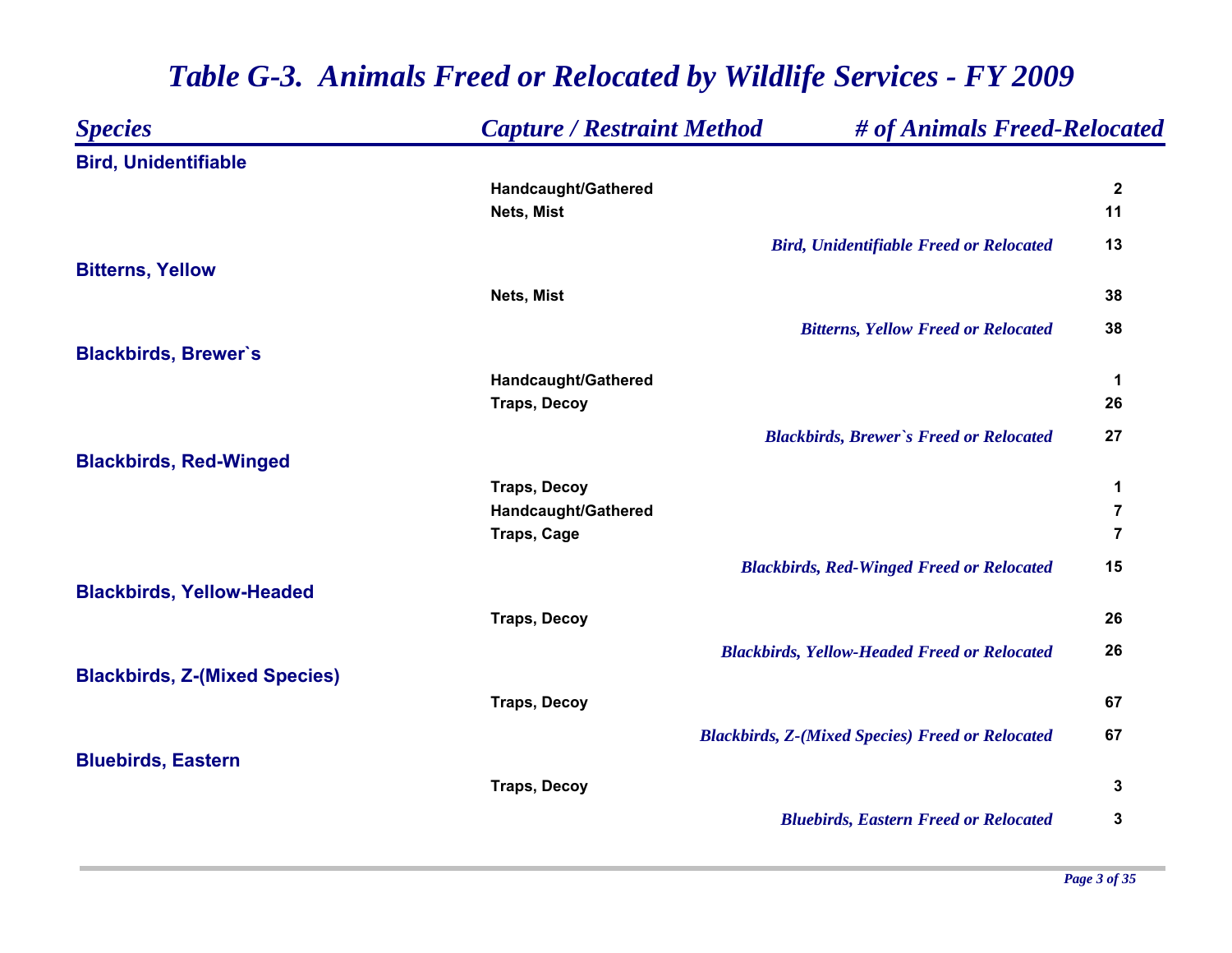# *Table G-3. Animals Freed or Relocated by Wildlife Services - FY 2009*

| *Species* | *Capture / Restraint Method* | *# of Animals Freed-Relocated* |
|---|---|---|
| **Bird, Unidentifiable** | | |
| | Handcaught/Gathered | 2 |
| | Nets, Mist | 11 |
| | *Bird, Unidentifiable Freed or Relocated* | 13 |
| **Bitterns, Yellow** | | |
| | Nets, Mist | 38 |
| | *Bitterns, Yellow Freed or Relocated* | 38 |
| **Blackbirds, Brewer`s** | | |
| | Handcaught/Gathered | 1 |
| | Traps, Decoy | 26 |
| | *Blackbirds, Brewer`s Freed or Relocated* | 27 |
| **Blackbirds, Red-Winged** | | |
| | Traps, Decoy | 1 |
| | Handcaught/Gathered | 7 |
| | Traps, Cage | 7 |
| | *Blackbirds, Red-Winged Freed or Relocated* | 15 |
| **Blackbirds, Yellow-Headed** | | |
| | Traps, Decoy | 26 |
| | *Blackbirds, Yellow-Headed Freed or Relocated* | 26 |
| **Blackbirds, Z-(Mixed Species)** | | |
| | Traps, Decoy | 67 |
| | *Blackbirds, Z-(Mixed Species) Freed or Relocated* | 67 |
| **Bluebirds, Eastern** | | |
| | Traps, Decoy | 3 |
| | *Bluebirds, Eastern Freed or Relocated* | 3 |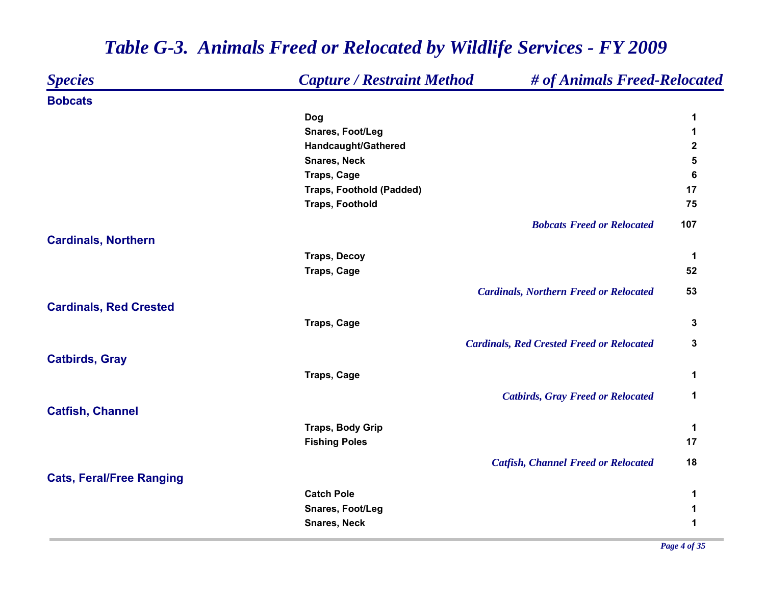# Table G-3. Animals Freed or Relocated by Wildlife Services - FY 2009

| Species | Capture / Restraint Method | # of Animals Freed-Relocated |
|---|---|---|
| **Bobcats** | | |
| | Dog | 1 |
| | Snares, Foot/Leg | 1 |
| | Handcaught/Gathered | 2 |
| | Snares, Neck | 5 |
| | Traps, Cage | 6 |
| | Traps, Foothold (Padded) | 17 |
| | Traps, Foothold | 75 |
| | *Bobcats Freed or Relocated* | 107 |
| **Cardinals, Northern** | | |
| | Traps, Decoy | 1 |
| | Traps, Cage | 52 |
| | *Cardinals, Northern Freed or Relocated* | 53 |
| **Cardinals, Red Crested** | | |
| | Traps, Cage | 3 |
| | *Cardinals, Red Crested Freed or Relocated* | 3 |
| **Catbirds, Gray** | | |
| | Traps, Cage | 1 |
| | *Catbirds, Gray Freed or Relocated* | 1 |
| **Catfish, Channel** | | |
| | Traps, Body Grip | 1 |
| | Fishing Poles | 17 |
| | *Catfish, Channel Freed or Relocated* | 18 |
| **Cats, Feral/Free Ranging** | | |
| | Catch Pole | 1 |
| | Snares, Foot/Leg | 1 |
| | Snares, Neck | 1 |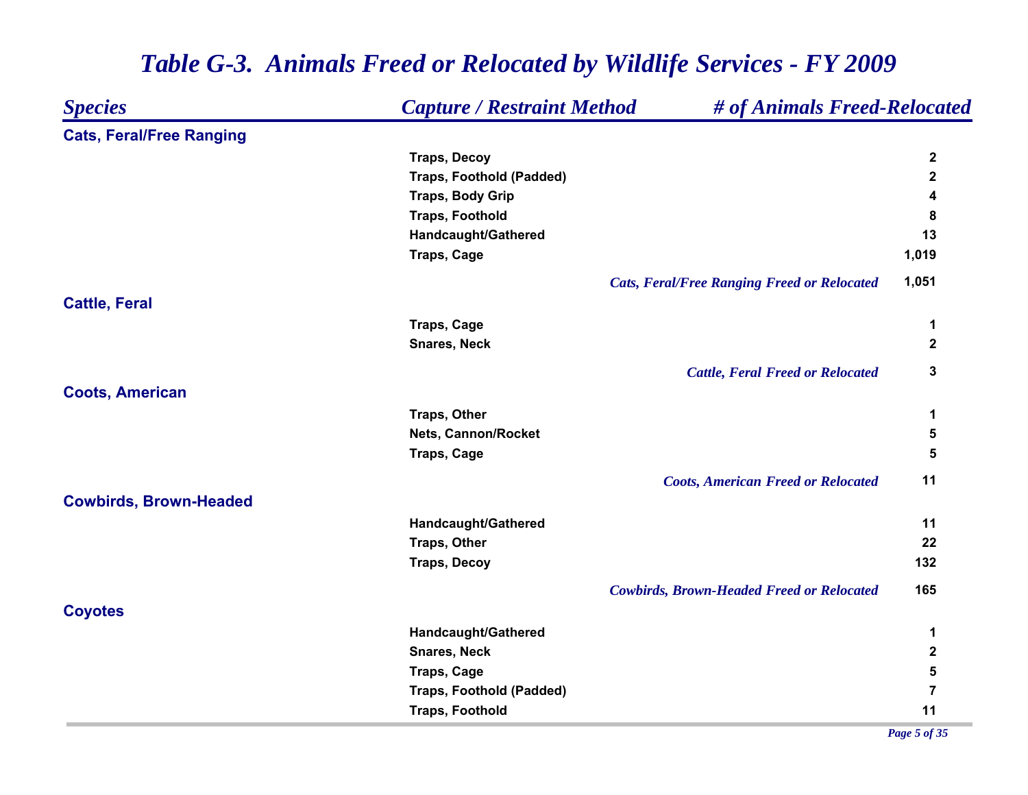# *Table G-3. Animals Freed or Relocated by Wildlife Services - FY 2009*

| *Species* | *Capture / Restraint Method* | *# of Animals Freed-Relocated* |
|---|---|---|
| **Cats, Feral/Free Ranging** | | |
| | Traps, Decoy | 2 |
| | Traps, Foothold (Padded) | 2 |
| | Traps, Body Grip | 4 |
| | Traps, Foothold | 8 |
| | Handcaught/Gathered | 13 |
| | Traps, Cage | 1,019 |
| | *Cats, Feral/Free Ranging Freed or Relocated* | 1,051 |
| **Cattle, Feral** | | |
| | Traps, Cage | 1 |
| | Snares, Neck | 2 |
| | *Cattle, Feral Freed or Relocated* | 3 |
| **Coots, American** | | |
| | Traps, Other | 1 |
| | Nets, Cannon/Rocket | 5 |
| | Traps, Cage | 5 |
| | *Coots, American Freed or Relocated* | 11 |
| **Cowbirds, Brown-Headed** | | |
| | Handcaught/Gathered | 11 |
| | Traps, Other | 22 |
| | Traps, Decoy | 132 |
| | *Cowbirds, Brown-Headed Freed or Relocated* | 165 |
| **Coyotes** | | |
| | Handcaught/Gathered | 1 |
| | Snares, Neck | 2 |
| | Traps, Cage | 5 |
| | Traps, Foothold (Padded) | 7 |
| | Traps, Foothold | 11 |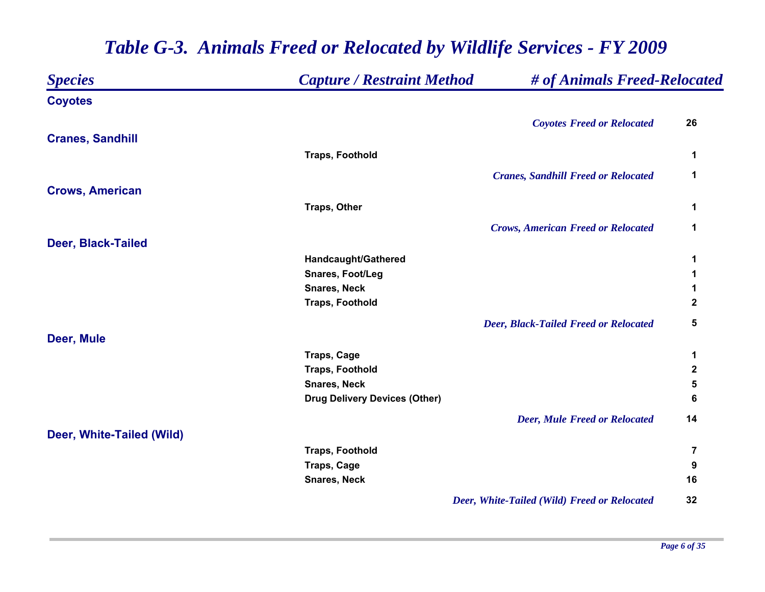# *Table G-3. Animals Freed or Relocated by Wildlife Services - FY 2009*

| *Species* | *Capture / Restraint Method* | *# of Animals Freed-Relocated* |
|---|---|---|
| **Coyotes** | | |
| | *Coyotes Freed or Relocated* | **26** |
| **Cranes, Sandhill** | | |
| | **Traps, Foothold** | **1** |
| | *Cranes, Sandhill Freed or Relocated* | **1** |
| **Crows, American** | | |
| | **Traps, Other** | **1** |
| | *Crows, American Freed or Relocated* | **1** |
| **Deer, Black-Tailed** | | |
| | **Handcaught/Gathered** | **1** |
| | **Snares, Foot/Leg** | **1** |
| | **Snares, Neck** | **1** |
| | **Traps, Foothold** | **2** |
| | *Deer, Black-Tailed Freed or Relocated* | **5** |
| **Deer, Mule** | | |
| | **Traps, Cage** | **1** |
| | **Traps, Foothold** | **2** |
| | **Snares, Neck** | **5** |
| | **Drug Delivery Devices (Other)** | **6** |
| | *Deer, Mule Freed or Relocated* | **14** |
| **Deer, White-Tailed (Wild)** | | |
| | **Traps, Foothold** | **7** |
| | **Traps, Cage** | **9** |
| | **Snares, Neck** | **16** |
| | *Deer, White-Tailed (Wild) Freed or Relocated* | **32** |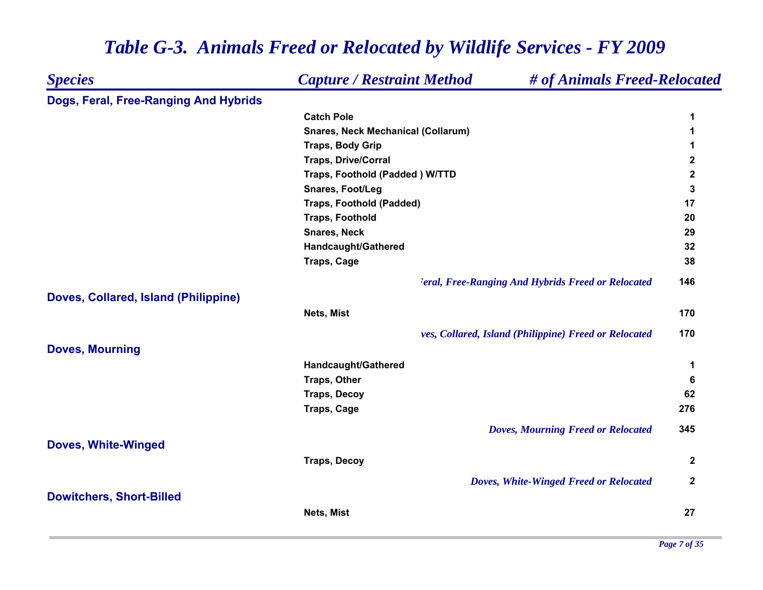# Table G-3. Animals Freed or Relocated by Wildlife Services - FY 2009

| Species | Capture / Restraint Method | # of Animals Freed-Relocated |
|---|---|---|
| **Dogs, Feral, Free-Ranging And Hybrids** | | |
| | Catch Pole | 1 |
| | Snares, Neck Mechanical (Collarum) | 1 |
| | Traps, Body Grip | 1 |
| | Traps, Drive/Corral | 2 |
| | Traps, Foothold (Padded ) W/TTD | 2 |
| | Snares, Foot/Leg | 3 |
| | Traps, Foothold (Padded) | 17 |
| | Traps, Foothold | 20 |
| | Snares, Neck | 29 |
| | Handcaught/Gathered | 32 |
| | Traps, Cage | 38 |
| | *'eral, Free-Ranging And Hybrids Freed or Relocated* | 146 |
| **Doves, Collared, Island (Philippine)** | | |
| | Nets, Mist | 170 |
| | *ves, Collared, Island (Philippine) Freed or Relocated* | 170 |
| **Doves, Mourning** | | |
| | Handcaught/Gathered | 1 |
| | Traps, Other | 6 |
| | Traps, Decoy | 62 |
| | Traps, Cage | 276 |
| | *Doves, Mourning Freed or Relocated* | 345 |
| **Doves, White-Winged** | | |
| | Traps, Decoy | 2 |
| | *Doves, White-Winged Freed or Relocated* | 2 |
| **Dowitchers, Short-Billed** | | |
| | Nets, Mist | 27 |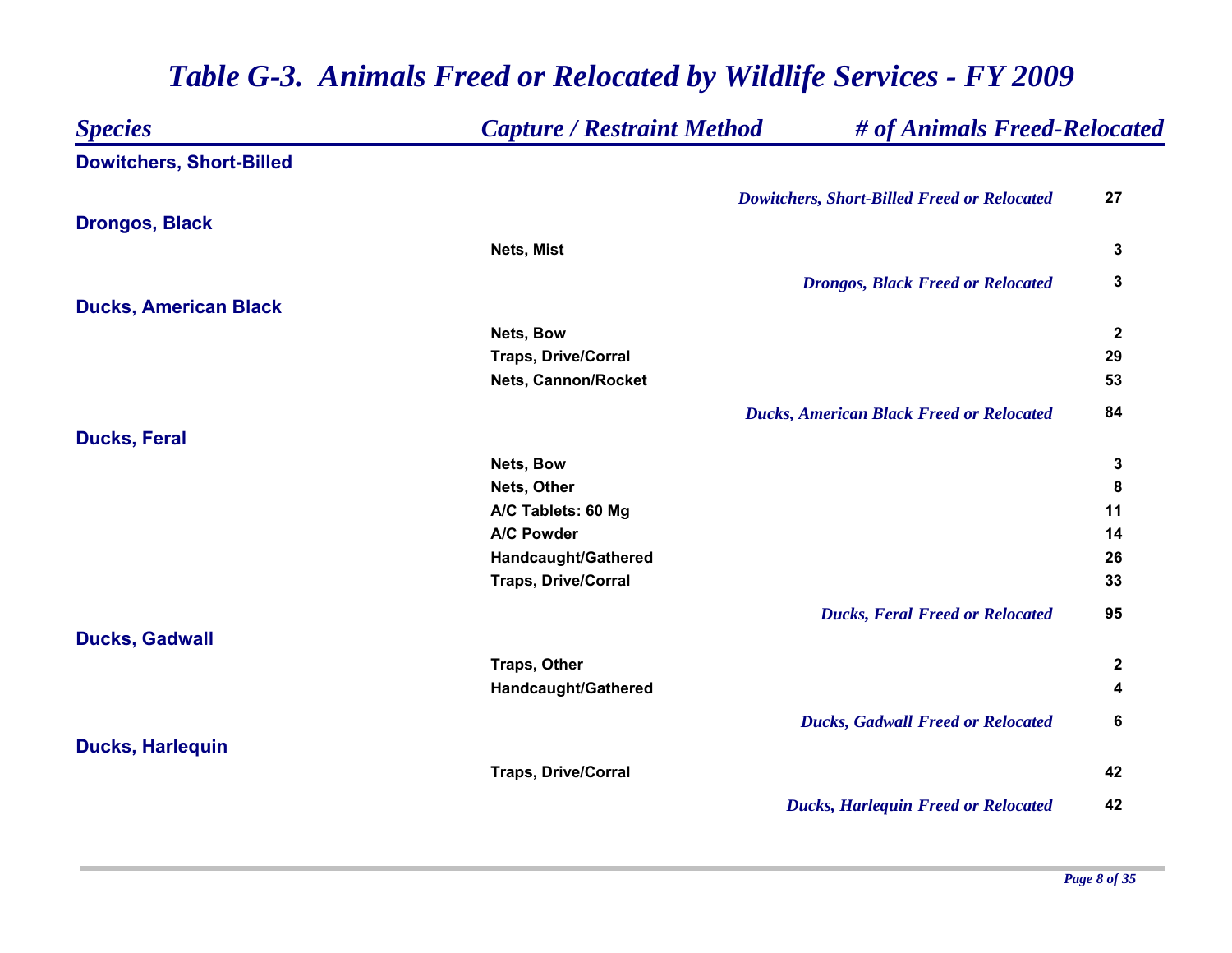# *Table G-3. Animals Freed or Relocated by Wildlife Services - FY 2009*

| *Species* | *Capture / Restraint Method* | *# of Animals Freed-Relocated* |
|---|---|---|
| **Dowitchers, Short-Billed** | | |
| | *Dowitchers, Short-Billed Freed or Relocated* | **27** |
| **Drongos, Black** | | |
| | **Nets, Mist** | **3** |
| | *Drongos, Black Freed or Relocated* | **3** |
| **Ducks, American Black** | | |
| | **Nets, Bow** | **2** |
| | **Traps, Drive/Corral** | **29** |
| | **Nets, Cannon/Rocket** | **53** |
| | *Ducks, American Black Freed or Relocated* | **84** |
| **Ducks, Feral** | | |
| | **Nets, Bow** | **3** |
| | **Nets, Other** | **8** |
| | **A/C Tablets: 60 Mg** | **11** |
| | **A/C Powder** | **14** |
| | **Handcaught/Gathered** | **26** |
| | **Traps, Drive/Corral** | **33** |
| | *Ducks, Feral Freed or Relocated* | **95** |
| **Ducks, Gadwall** | | |
| | **Traps, Other** | **2** |
| | **Handcaught/Gathered** | **4** |
| | *Ducks, Gadwall Freed or Relocated* | **6** |
| **Ducks, Harlequin** | | |
| | **Traps, Drive/Corral** | **42** |
| | *Ducks, Harlequin Freed or Relocated* | **42** |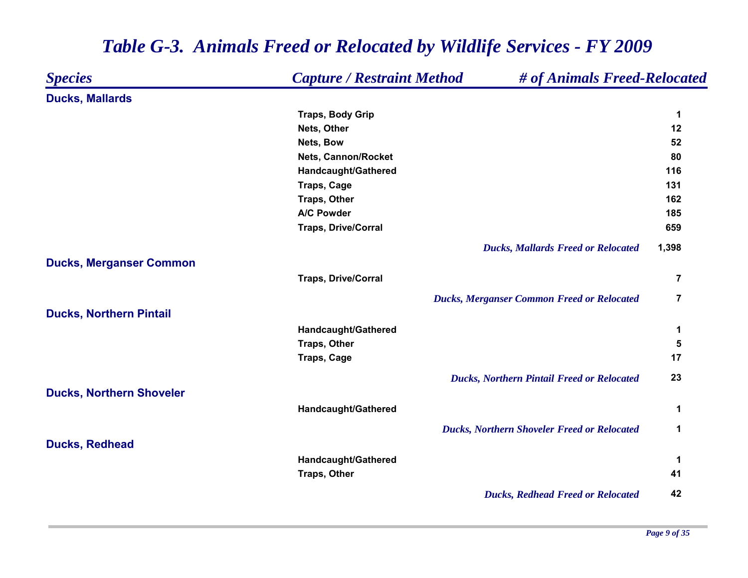# *Table G-3. Animals Freed or Relocated by Wildlife Services - FY 2009*

| *Species* | *Capture / Restraint Method* | *# of Animals Freed-Relocated* |
|---|---|---|
| **Ducks, Mallards** | | |
| | Traps, Body Grip | 1 |
| | Nets, Other | 12 |
| | Nets, Bow | 52 |
| | Nets, Cannon/Rocket | 80 |
| | Handcaught/Gathered | 116 |
| | Traps, Cage | 131 |
| | Traps, Other | 162 |
| | A/C Powder | 185 |
| | Traps, Drive/Corral | 659 |
| | *Ducks, Mallards Freed or Relocated* | 1,398 |
| **Ducks, Merganser Common** | | |
| | Traps, Drive/Corral | 7 |
| | *Ducks, Merganser Common Freed or Relocated* | 7 |
| **Ducks, Northern Pintail** | | |
| | Handcaught/Gathered | 1 |
| | Traps, Other | 5 |
| | Traps, Cage | 17 |
| | *Ducks, Northern Pintail Freed or Relocated* | 23 |
| **Ducks, Northern Shoveler** | | |
| | Handcaught/Gathered | 1 |
| | *Ducks, Northern Shoveler Freed or Relocated* | 1 |
| **Ducks, Redhead** | | |
| | Handcaught/Gathered | 1 |
| | Traps, Other | 41 |
| | *Ducks, Redhead Freed or Relocated* | 42 |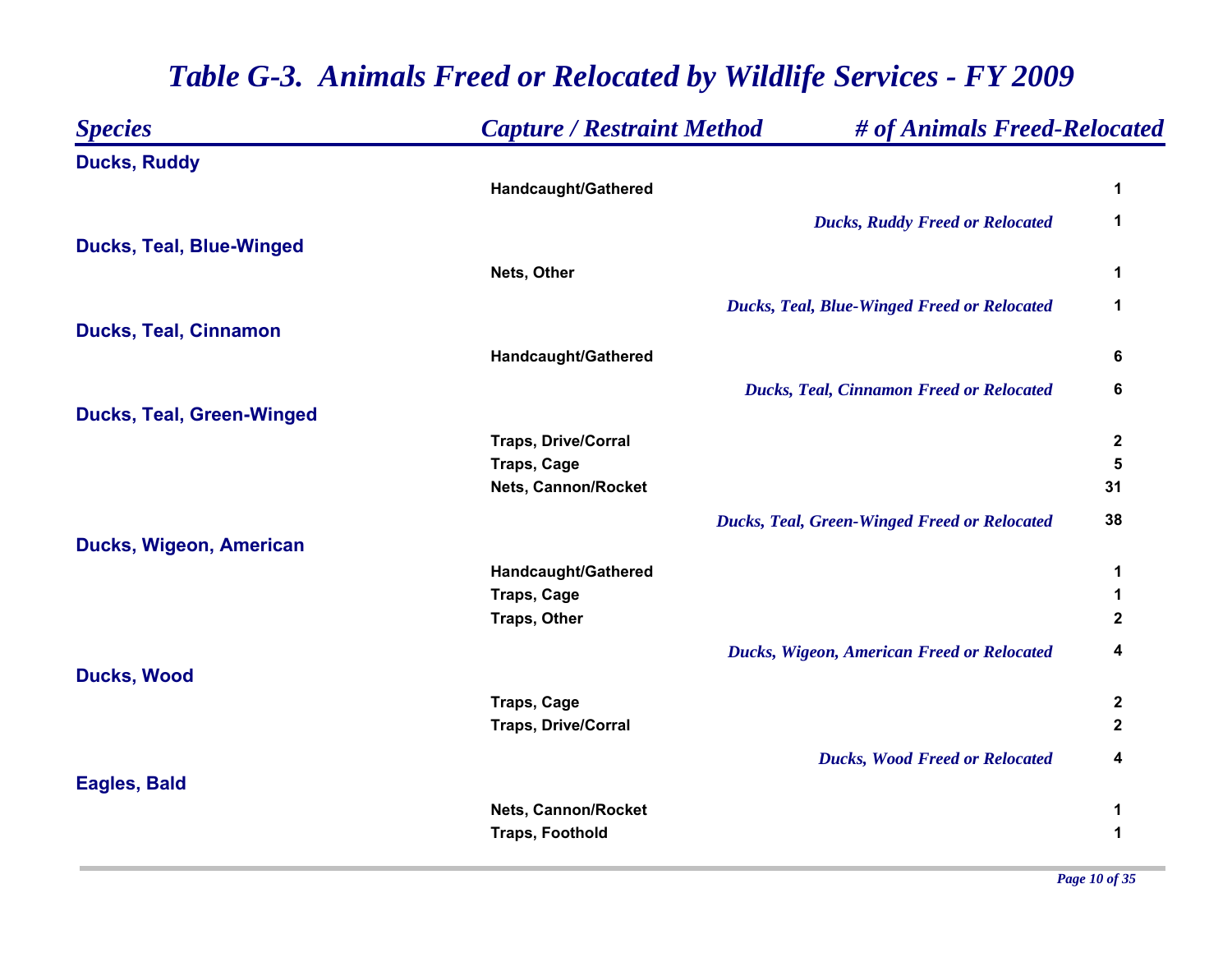# Table G-3. Animals Freed or Relocated by Wildlife Services - FY 2009

| Species | Capture / Restraint Method | # of Animals Freed-Relocated |
|---|---|---|
| **Ducks, Ruddy** | | |
| | Handcaught/Gathered | 1 |
| | *Ducks, Ruddy Freed or Relocated* | 1 |
| **Ducks, Teal, Blue-Winged** | | |
| | Nets, Other | 1 |
| | *Ducks, Teal, Blue-Winged Freed or Relocated* | 1 |
| **Ducks, Teal, Cinnamon** | | |
| | Handcaught/Gathered | 6 |
| | *Ducks, Teal, Cinnamon Freed or Relocated* | 6 |
| **Ducks, Teal, Green-Winged** | | |
| | Traps, Drive/Corral | 2 |
| | Traps, Cage | 5 |
| | Nets, Cannon/Rocket | 31 |
| | *Ducks, Teal, Green-Winged Freed or Relocated* | 38 |
| **Ducks, Wigeon, American** | | |
| | Handcaught/Gathered | 1 |
| | Traps, Cage | 1 |
| | Traps, Other | 2 |
| | *Ducks, Wigeon, American Freed or Relocated* | 4 |
| **Ducks, Wood** | | |
| | Traps, Cage | 2 |
| | Traps, Drive/Corral | 2 |
| | *Ducks, Wood Freed or Relocated* | 4 |
| **Eagles, Bald** | | |
| | Nets, Cannon/Rocket | 1 |
| | Traps, Foothold | 1 |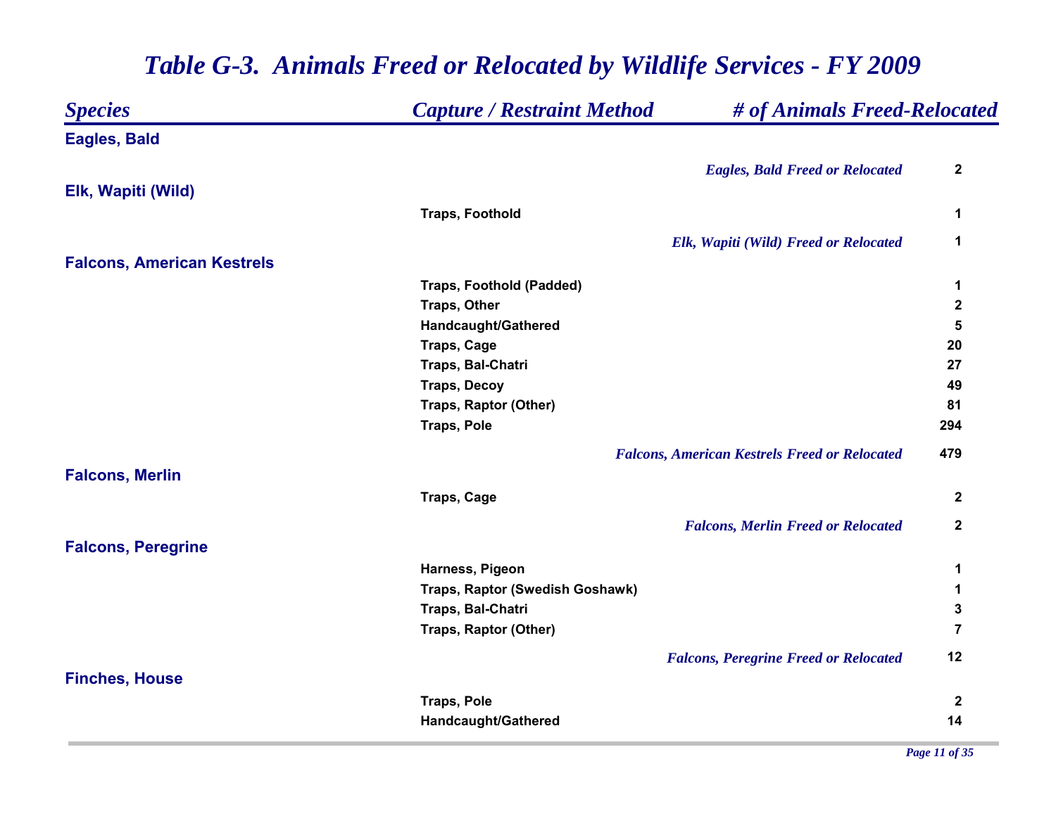# *Table G-3. Animals Freed or Relocated by Wildlife Services - FY 2009*

| *Species* | *Capture / Restraint Method* | *# of Animals Freed-Relocated* |
|---|---|---|
| **Eagles, Bald** | | |
| | *Eagles, Bald Freed or Relocated* | **2** |
| **Elk, Wapiti (Wild)** | | |
| | **Traps, Foothold** | **1** |
| | *Elk, Wapiti (Wild) Freed or Relocated* | **1** |
| **Falcons, American Kestrels** | | |
| | **Traps, Foothold (Padded)** | **1** |
| | **Traps, Other** | **2** |
| | **Handcaught/Gathered** | **5** |
| | **Traps, Cage** | **20** |
| | **Traps, Bal-Chatri** | **27** |
| | **Traps, Decoy** | **49** |
| | **Traps, Raptor (Other)** | **81** |
| | **Traps, Pole** | **294** |
| | *Falcons, American Kestrels Freed or Relocated* | **479** |
| **Falcons, Merlin** | | |
| | **Traps, Cage** | **2** |
| | *Falcons, Merlin Freed or Relocated* | **2** |
| **Falcons, Peregrine** | | |
| | **Harness, Pigeon** | **1** |
| | **Traps, Raptor (Swedish Goshawk)** | **1** |
| | **Traps, Bal-Chatri** | **3** |
| | **Traps, Raptor (Other)** | **7** |
| | *Falcons, Peregrine Freed or Relocated* | **12** |
| **Finches, House** | | |
| | **Traps, Pole** | **2** |
| | **Handcaught/Gathered** | **14** |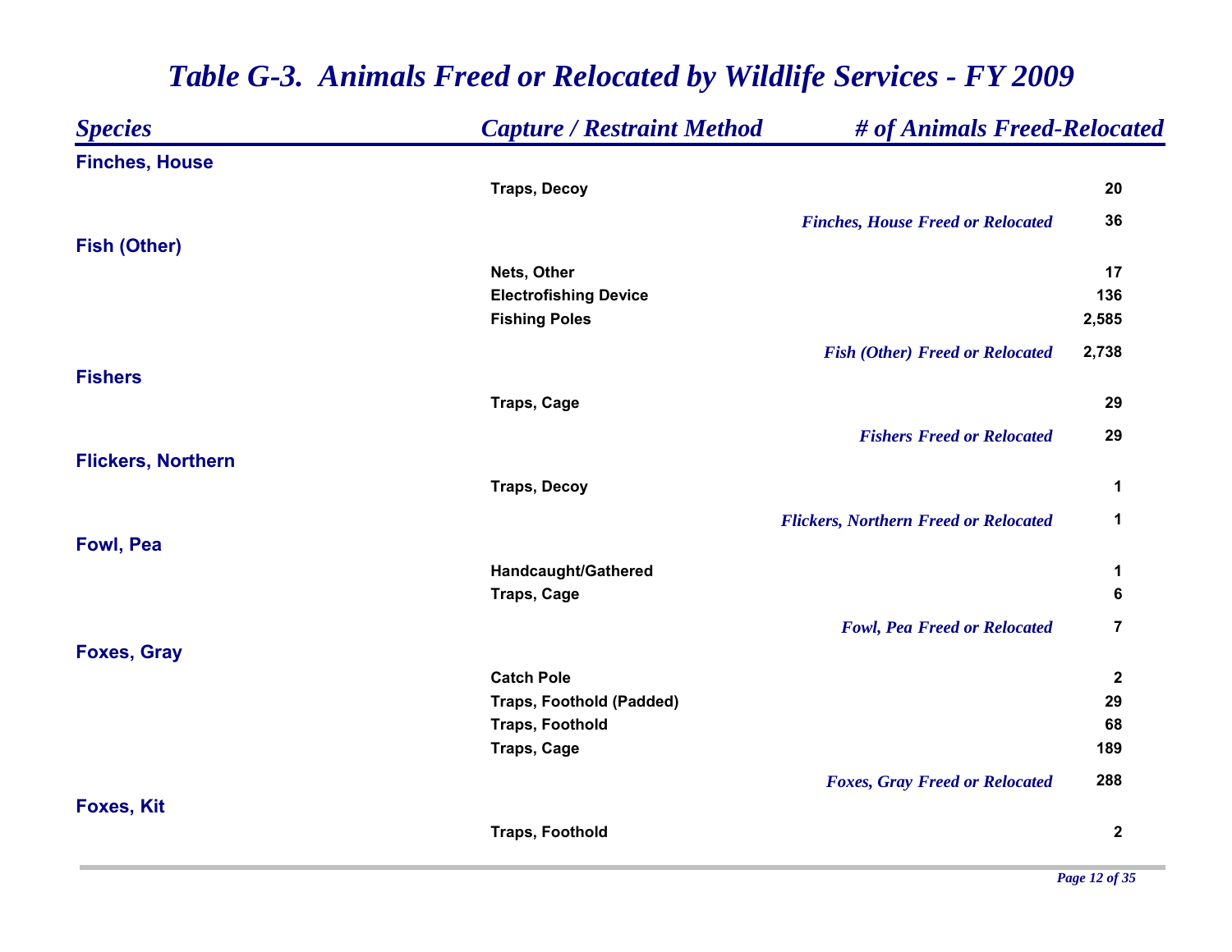# *Table G-3. Animals Freed or Relocated by Wildlife Services - FY 2009*

| *Species* | *Capture / Restraint Method* | *# of Animals Freed-Relocated* |
|---|---|---|
| **Finches, House** | | |
| | **Traps, Decoy** | **20** |
| | *Finches, House Freed or Relocated* | **36** |
| **Fish (Other)** | | |
| | **Nets, Other** | **17** |
| | **Electrofishing Device** | **136** |
| | **Fishing Poles** | **2,585** |
| | *Fish (Other) Freed or Relocated* | **2,738** |
| **Fishers** | | |
| | **Traps, Cage** | **29** |
| | *Fishers Freed or Relocated* | **29** |
| **Flickers, Northern** | | |
| | **Traps, Decoy** | **1** |
| | *Flickers, Northern Freed or Relocated* | **1** |
| **Fowl, Pea** | | |
| | **Handcaught/Gathered** | **1** |
| | **Traps, Cage** | **6** |
| | *Fowl, Pea Freed or Relocated* | **7** |
| **Foxes, Gray** | | |
| | **Catch Pole** | **2** |
| | **Traps, Foothold (Padded)** | **29** |
| | **Traps, Foothold** | **68** |
| | **Traps, Cage** | **189** |
| | *Foxes, Gray Freed or Relocated* | **288** |
| **Foxes, Kit** | | |
| | **Traps, Foothold** | **2** |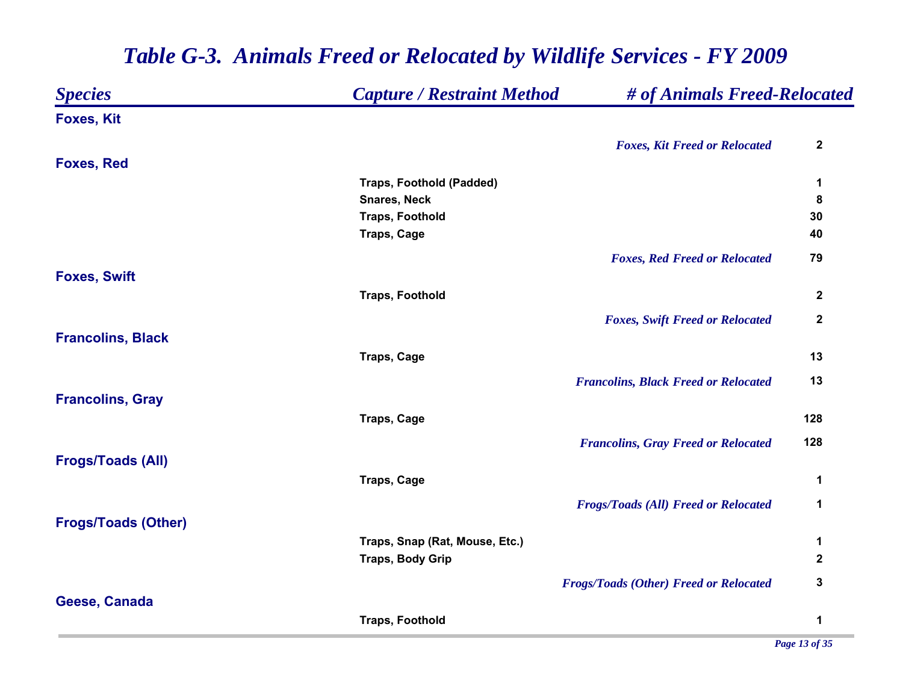# *Table G-3. Animals Freed or Relocated by Wildlife Services - FY 2009*

| *Species* | *Capture / Restraint Method* | *# of Animals Freed-Relocated* |
|---|---|---|
| **Foxes, Kit** | | |
| | *Foxes, Kit Freed or Relocated* | **2** |
| **Foxes, Red** | | |
| | Traps, Foothold (Padded) | 1 |
| | Snares, Neck | 8 |
| | Traps, Foothold | 30 |
| | Traps, Cage | 40 |
| | *Foxes, Red Freed or Relocated* | **79** |
| **Foxes, Swift** | | |
| | Traps, Foothold | 2 |
| | *Foxes, Swift Freed or Relocated* | **2** |
| **Francolins, Black** | | |
| | Traps, Cage | 13 |
| | *Francolins, Black Freed or Relocated* | **13** |
| **Francolins, Gray** | | |
| | Traps, Cage | 128 |
| | *Francolins, Gray Freed or Relocated* | **128** |
| **Frogs/Toads (All)** | | |
| | Traps, Cage | 1 |
| | *Frogs/Toads (All) Freed or Relocated* | **1** |
| **Frogs/Toads (Other)** | | |
| | Traps, Snap (Rat, Mouse, Etc.) | 1 |
| | Traps, Body Grip | 2 |
| | *Frogs/Toads (Other) Freed or Relocated* | **3** |
| **Geese, Canada** | | |
| | Traps, Foothold | 1 |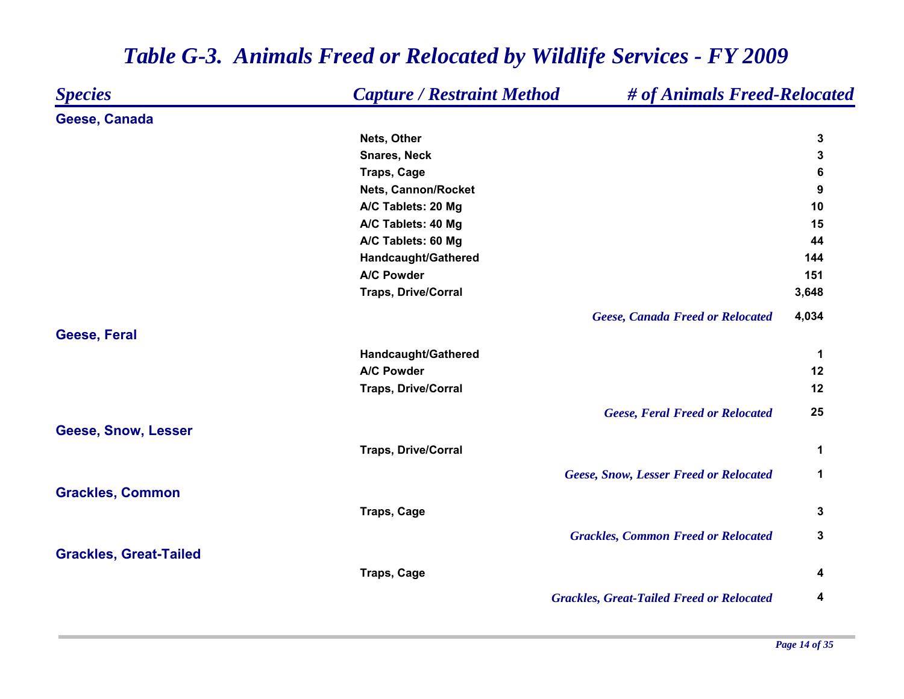# Table G-3. Animals Freed or Relocated by Wildlife Services - FY 2009

| Species | Capture / Restraint Method | # of Animals Freed-Relocated |
|---|---|---|
| **Geese, Canada** | | |
| | Nets, Other | 3 |
| | Snares, Neck | 3 |
| | Traps, Cage | 6 |
| | Nets, Cannon/Rocket | 9 |
| | A/C Tablets: 20 Mg | 10 |
| | A/C Tablets: 40 Mg | 15 |
| | A/C Tablets: 60 Mg | 44 |
| | Handcaught/Gathered | 144 |
| | A/C Powder | 151 |
| | Traps, Drive/Corral | 3,648 |
| | *Geese, Canada Freed or Relocated* | 4,034 |
| **Geese, Feral** | | |
| | Handcaught/Gathered | 1 |
| | A/C Powder | 12 |
| | Traps, Drive/Corral | 12 |
| | *Geese, Feral Freed or Relocated* | 25 |
| **Geese, Snow, Lesser** | | |
| | Traps, Drive/Corral | 1 |
| | *Geese, Snow, Lesser Freed or Relocated* | 1 |
| **Grackles, Common** | | |
| | Traps, Cage | 3 |
| | *Grackles, Common Freed or Relocated* | 3 |
| **Grackles, Great-Tailed** | | |
| | Traps, Cage | 4 |
| | *Grackles, Great-Tailed Freed or Relocated* | 4 |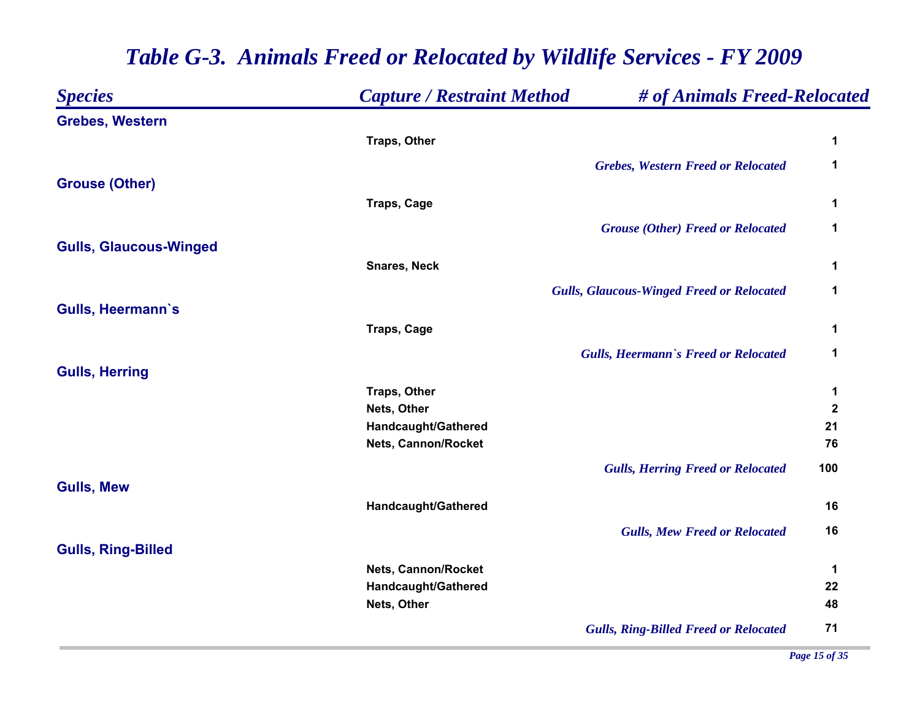# Table G-3. Animals Freed or Relocated by Wildlife Services - FY 2009

| Species | Capture / Restraint Method | # of Animals Freed-Relocated |
|---|---|---|
| **Grebes, Western** | | |
| | Traps, Other | 1 |
| | *Grebes, Western Freed or Relocated* | 1 |
| **Grouse (Other)** | | |
| | Traps, Cage | 1 |
| | *Grouse (Other) Freed or Relocated* | 1 |
| **Gulls, Glaucous-Winged** | | |
| | Snares, Neck | 1 |
| | *Gulls, Glaucous-Winged Freed or Relocated* | 1 |
| **Gulls, Heermann`s** | | |
| | Traps, Cage | 1 |
| | *Gulls, Heermann`s Freed or Relocated* | 1 |
| **Gulls, Herring** | | |
| | Traps, Other | 1 |
| | Nets, Other | 2 |
| | Handcaught/Gathered | 21 |
| | Nets, Cannon/Rocket | 76 |
| | *Gulls, Herring Freed or Relocated* | 100 |
| **Gulls, Mew** | | |
| | Handcaught/Gathered | 16 |
| | *Gulls, Mew Freed or Relocated* | 16 |
| **Gulls, Ring-Billed** | | |
| | Nets, Cannon/Rocket | 1 |
| | Handcaught/Gathered | 22 |
| | Nets, Other | 48 |
| | *Gulls, Ring-Billed Freed or Relocated* | 71 |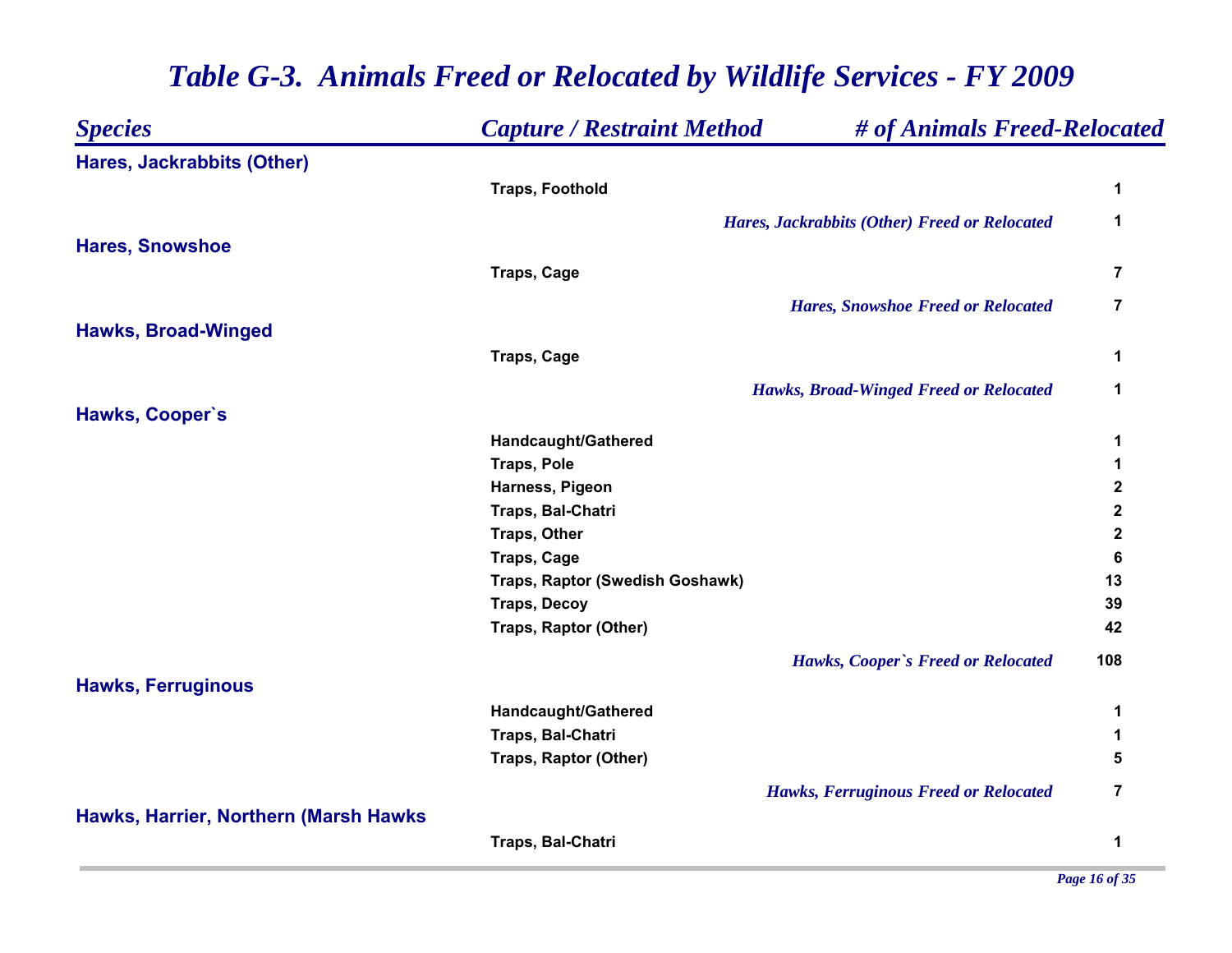# Table G-3. Animals Freed or Relocated by Wildlife Services - FY 2009

| Species | Capture / Restraint Method | # of Animals Freed-Relocated |
|---|---|---|
| **Hares, Jackrabbits (Other)** | | |
| | Traps, Foothold | 1 |
| | *Hares, Jackrabbits (Other) Freed or Relocated* | 1 |
| **Hares, Snowshoe** | | |
| | Traps, Cage | 7 |
| | *Hares, Snowshoe Freed or Relocated* | 7 |
| **Hawks, Broad-Winged** | | |
| | Traps, Cage | 1 |
| | *Hawks, Broad-Winged Freed or Relocated* | 1 |
| **Hawks, Cooper`s** | | |
| | Handcaught/Gathered | 1 |
| | Traps, Pole | 1 |
| | Harness, Pigeon | 2 |
| | Traps, Bal-Chatri | 2 |
| | Traps, Other | 2 |
| | Traps, Cage | 6 |
| | Traps, Raptor (Swedish Goshawk) | 13 |
| | Traps, Decoy | 39 |
| | Traps, Raptor (Other) | 42 |
| | *Hawks, Cooper`s Freed or Relocated* | 108 |
| **Hawks, Ferruginous** | | |
| | Handcaught/Gathered | 1 |
| | Traps, Bal-Chatri | 1 |
| | Traps, Raptor (Other) | 5 |
| | *Hawks, Ferruginous Freed or Relocated* | 7 |
| **Hawks, Harrier, Northern (Marsh Hawks** | | |
| | Traps, Bal-Chatri | 1 |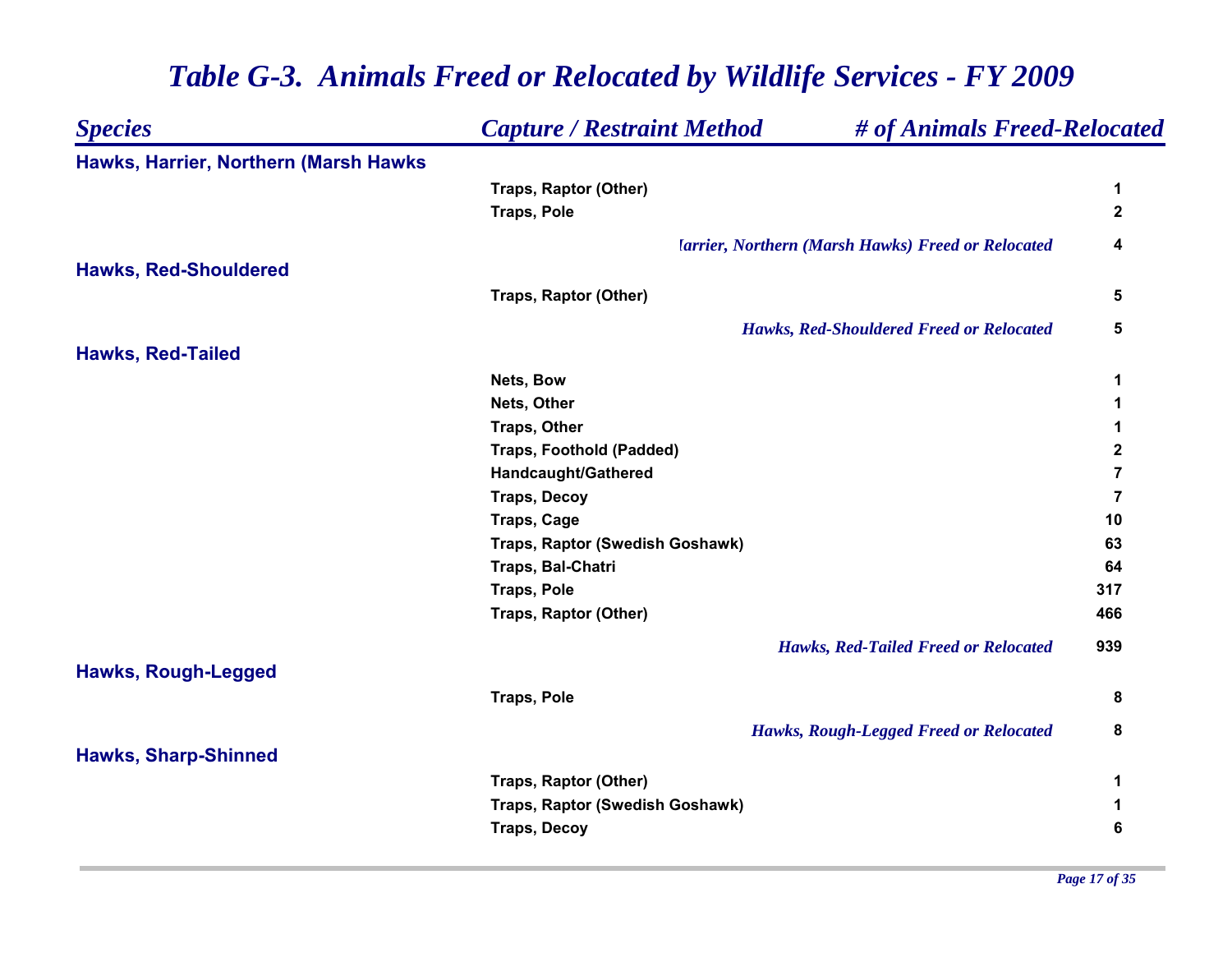# *Table G-3. Animals Freed or Relocated by Wildlife Services - FY 2009*

| *Species* | *Capture / Restraint Method* | *# of Animals Freed-Relocated* |
|---|---|---|
| **Hawks, Harrier, Northern (Marsh Hawks** | | |
| | Traps, Raptor (Other) | 1 |
| | Traps, Pole | 2 |
| | *Iarrier, Northern (Marsh Hawks) Freed or Relocated* | 4 |
| **Hawks, Red-Shouldered** | | |
| | Traps, Raptor (Other) | 5 |
| | *Hawks, Red-Shouldered Freed or Relocated* | 5 |
| **Hawks, Red-Tailed** | | |
| | Nets, Bow | 1 |
| | Nets, Other | 1 |
| | Traps, Other | 1 |
| | Traps, Foothold (Padded) | 2 |
| | Handcaught/Gathered | 7 |
| | Traps, Decoy | 7 |
| | Traps, Cage | 10 |
| | Traps, Raptor (Swedish Goshawk) | 63 |
| | Traps, Bal-Chatri | 64 |
| | Traps, Pole | 317 |
| | Traps, Raptor (Other) | 466 |
| | *Hawks, Red-Tailed Freed or Relocated* | 939 |
| **Hawks, Rough-Legged** | | |
| | Traps, Pole | 8 |
| | *Hawks, Rough-Legged Freed or Relocated* | 8 |
| **Hawks, Sharp-Shinned** | | |
| | Traps, Raptor (Other) | 1 |
| | Traps, Raptor (Swedish Goshawk) | 1 |
| | Traps, Decoy | 6 |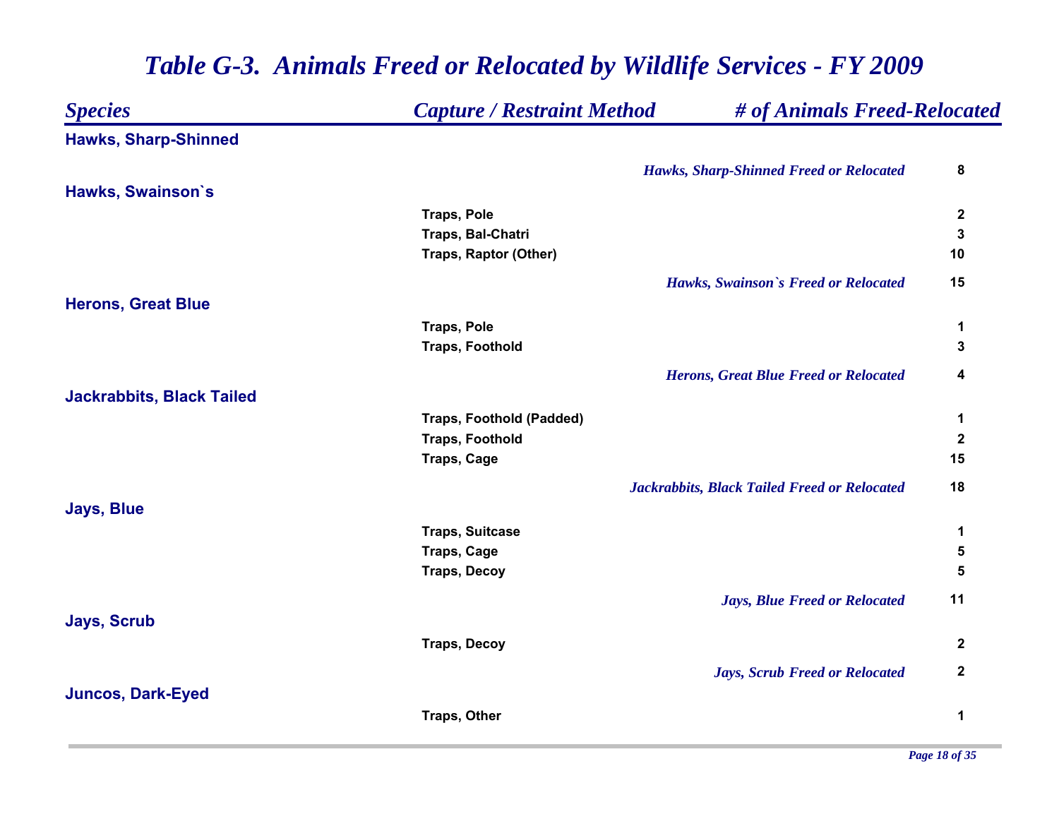# Table G-3. Animals Freed or Relocated by Wildlife Services - FY 2009

| Species | Capture / Restraint Method | # of Animals Freed-Relocated |
|---|---|---|
| **Hawks, Sharp-Shinned** | | |
| | *Hawks, Sharp-Shinned Freed or Relocated* | 8 |
| **Hawks, Swainson`s** | | |
| | Traps, Pole | 2 |
| | Traps, Bal-Chatri | 3 |
| | Traps, Raptor (Other) | 10 |
| | *Hawks, Swainson`s Freed or Relocated* | 15 |
| **Herons, Great Blue** | | |
| | Traps, Pole | 1 |
| | Traps, Foothold | 3 |
| | *Herons, Great Blue Freed or Relocated* | 4 |
| **Jackrabbits, Black Tailed** | | |
| | Traps, Foothold (Padded) | 1 |
| | Traps, Foothold | 2 |
| | Traps, Cage | 15 |
| | *Jackrabbits, Black Tailed Freed or Relocated* | 18 |
| **Jays, Blue** | | |
| | Traps, Suitcase | 1 |
| | Traps, Cage | 5 |
| | Traps, Decoy | 5 |
| | *Jays, Blue Freed or Relocated* | 11 |
| **Jays, Scrub** | | |
| | Traps, Decoy | 2 |
| | *Jays, Scrub Freed or Relocated* | 2 |
| **Juncos, Dark-Eyed** | | |
| | Traps, Other | 1 |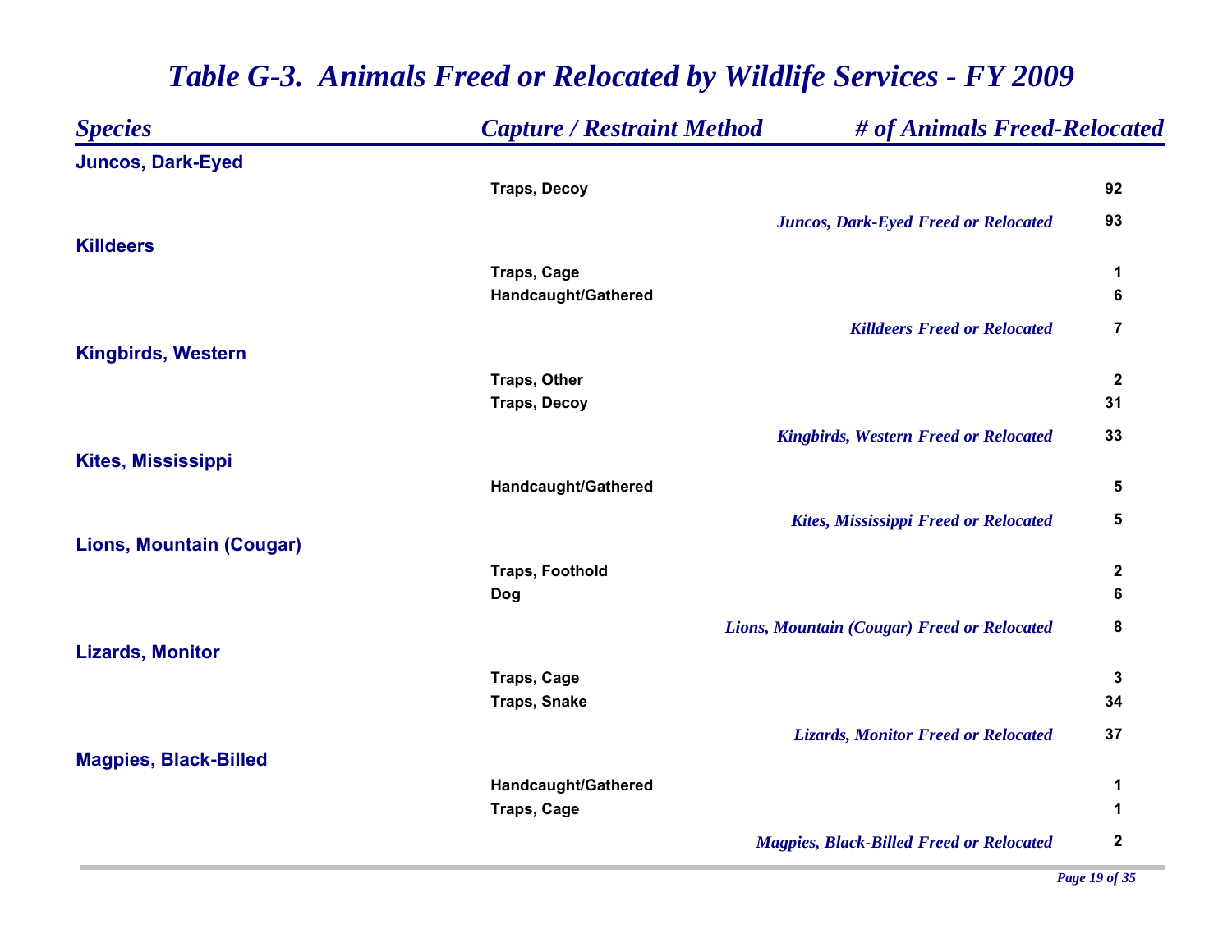# Table G-3. Animals Freed or Relocated by Wildlife Services - FY 2009

| Species | Capture / Restraint Method | # of Animals Freed-Relocated |
|---|---|---|
| **Juncos, Dark-Eyed** | | |
| | Traps, Decoy | 92 |
| | *Juncos, Dark-Eyed Freed or Relocated* | 93 |
| **Killdeers** | | |
| | Traps, Cage | 1 |
| | Handcaught/Gathered | 6 |
| | *Killdeers Freed or Relocated* | 7 |
| **Kingbirds, Western** | | |
| | Traps, Other | 2 |
| | Traps, Decoy | 31 |
| | *Kingbirds, Western Freed or Relocated* | 33 |
| **Kites, Mississippi** | | |
| | Handcaught/Gathered | 5 |
| | *Kites, Mississippi Freed or Relocated* | 5 |
| **Lions, Mountain (Cougar)** | | |
| | Traps, Foothold | 2 |
| | Dog | 6 |
| | *Lions, Mountain (Cougar) Freed or Relocated* | 8 |
| **Lizards, Monitor** | | |
| | Traps, Cage | 3 |
| | Traps, Snake | 34 |
| | *Lizards, Monitor Freed or Relocated* | 37 |
| **Magpies, Black-Billed** | | |
| | Handcaught/Gathered | 1 |
| | Traps, Cage | 1 |
| | *Magpies, Black-Billed Freed or Relocated* | 2 |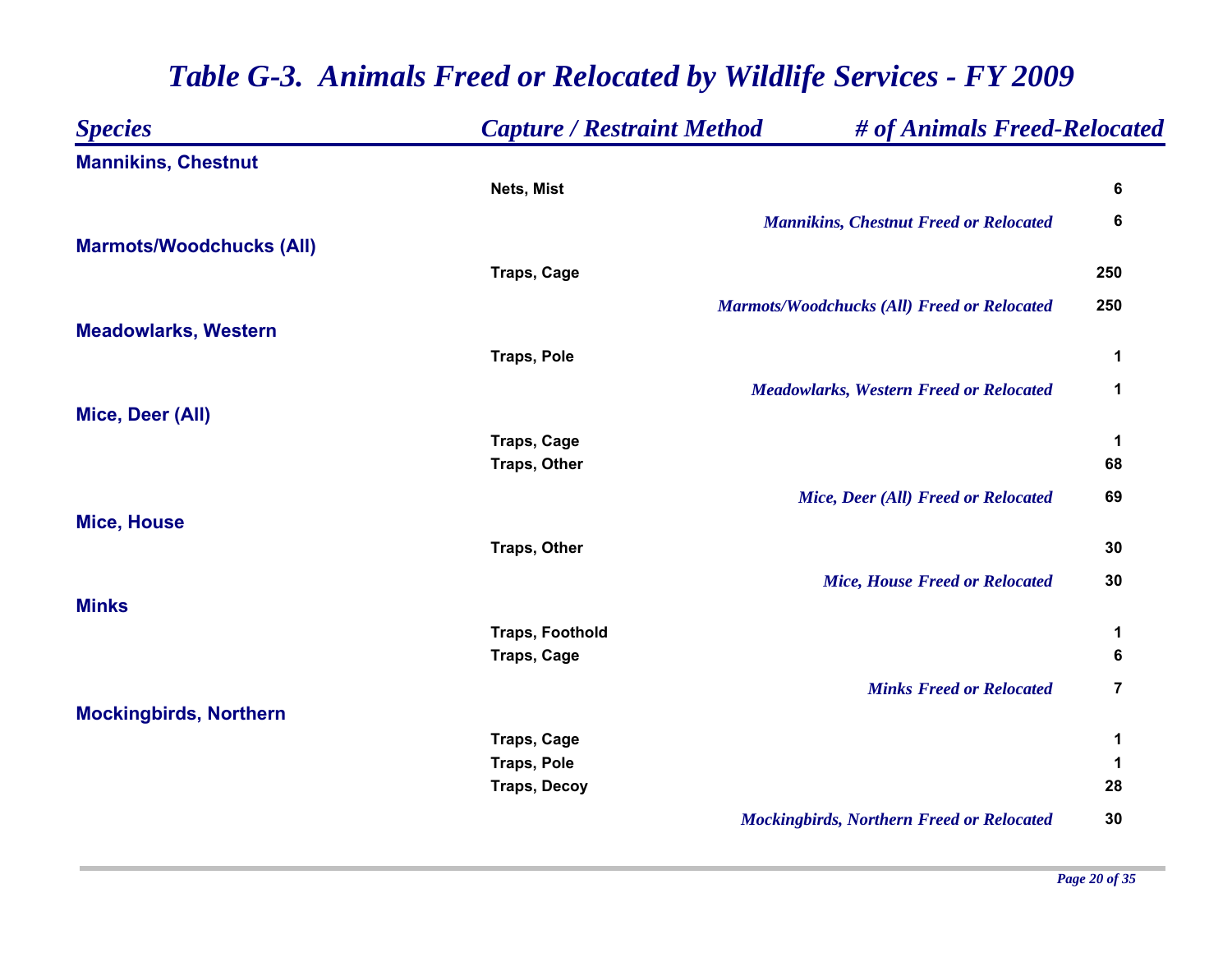# *Table G-3. Animals Freed or Relocated by Wildlife Services - FY 2009*

| *Species* | *Capture / Restraint Method* | *# of Animals Freed-Relocated* |
|---|---|---|
| **Mannikins, Chestnut** | | |
| | Nets, Mist | 6 |
| | *Mannikins, Chestnut Freed or Relocated* | 6 |
| **Marmots/Woodchucks (All)** | | |
| | Traps, Cage | 250 |
| | *Marmots/Woodchucks (All) Freed or Relocated* | 250 |
| **Meadowlarks, Western** | | |
| | Traps, Pole | 1 |
| | *Meadowlarks, Western Freed or Relocated* | 1 |
| **Mice, Deer (All)** | | |
| | Traps, Cage | 1 |
| | Traps, Other | 68 |
| | *Mice, Deer (All) Freed or Relocated* | 69 |
| **Mice, House** | | |
| | Traps, Other | 30 |
| | *Mice, House Freed or Relocated* | 30 |
| **Minks** | | |
| | Traps, Foothold | 1 |
| | Traps, Cage | 6 |
| | *Minks Freed or Relocated* | 7 |
| **Mockingbirds, Northern** | | |
| | Traps, Cage | 1 |
| | Traps, Pole | 1 |
| | Traps, Decoy | 28 |
| | *Mockingbirds, Northern Freed or Relocated* | 30 |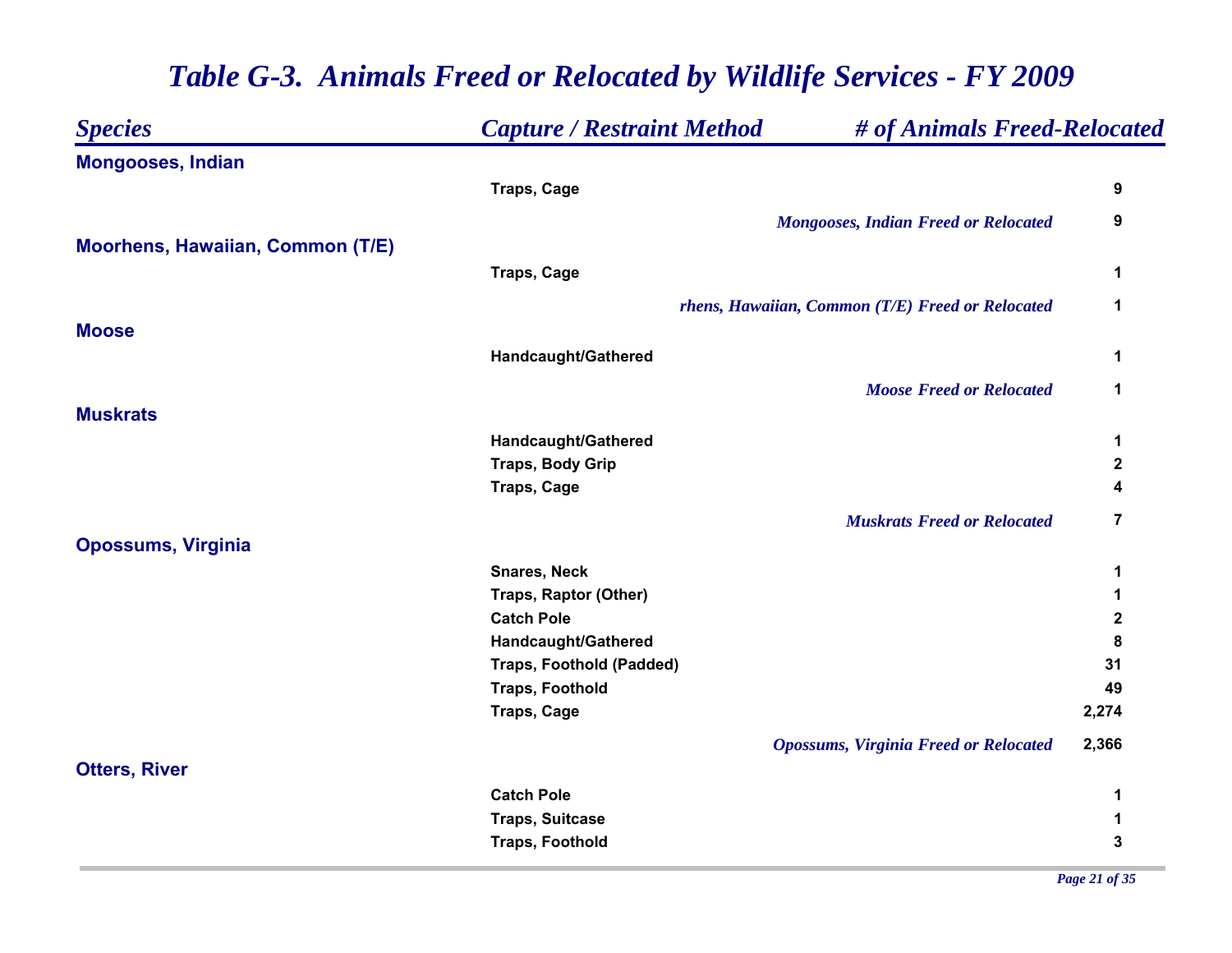# Table G-3. Animals Freed or Relocated by Wildlife Services - FY 2009

| Species | Capture / Restraint Method | # of Animals Freed-Relocated |
|---|---|---|
| **Mongooses, Indian** | | |
| | Traps, Cage | 9 |
| | *Mongooses, Indian Freed or Relocated* | 9 |
| **Moorhens, Hawaiian, Common (T/E)** | | |
| | Traps, Cage | 1 |
| | *rhens, Hawaiian, Common (T/E) Freed or Relocated* | 1 |
| **Moose** | | |
| | Handcaught/Gathered | 1 |
| | *Moose Freed or Relocated* | 1 |
| **Muskrats** | | |
| | Handcaught/Gathered | 1 |
| | Traps, Body Grip | 2 |
| | Traps, Cage | 4 |
| | *Muskrats Freed or Relocated* | 7 |
| **Opossums, Virginia** | | |
| | Snares, Neck | 1 |
| | Traps, Raptor (Other) | 1 |
| | Catch Pole | 2 |
| | Handcaught/Gathered | 8 |
| | Traps, Foothold (Padded) | 31 |
| | Traps, Foothold | 49 |
| | Traps, Cage | 2,274 |
| | *Opossums, Virginia Freed or Relocated* | 2,366 |
| **Otters, River** | | |
| | Catch Pole | 1 |
| | Traps, Suitcase | 1 |
| | Traps, Foothold | 3 |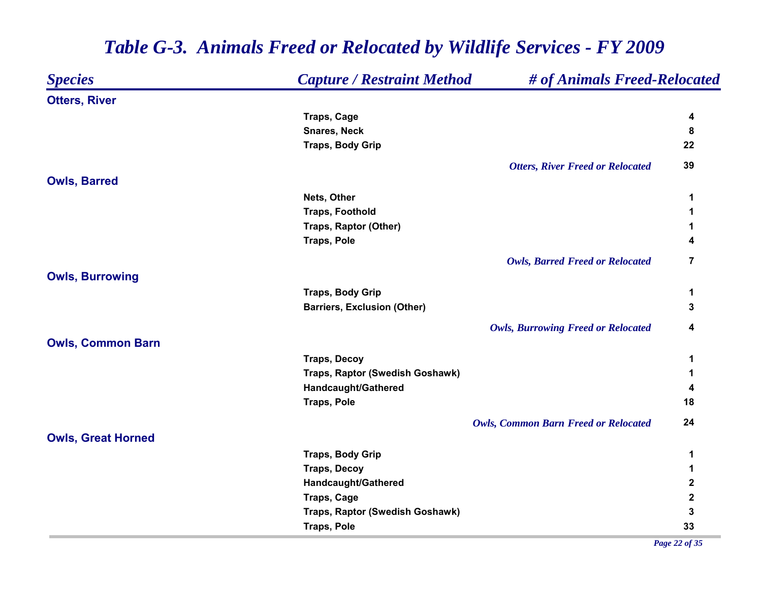# *Table G-3. Animals Freed or Relocated by Wildlife Services - FY 2009*

| *Species* | *Capture / Restraint Method* | *# of Animals Freed-Relocated* |
|---|---|---|
| **Otters, River** | | |
| | Traps, Cage | 4 |
| | Snares, Neck | 8 |
| | Traps, Body Grip | 22 |
| | *Otters, River Freed or Relocated* | 39 |
| **Owls, Barred** | | |
| | Nets, Other | 1 |
| | Traps, Foothold | 1 |
| | Traps, Raptor (Other) | 1 |
| | Traps, Pole | 4 |
| | *Owls, Barred Freed or Relocated* | 7 |
| **Owls, Burrowing** | | |
| | Traps, Body Grip | 1 |
| | Barriers, Exclusion (Other) | 3 |
| | *Owls, Burrowing Freed or Relocated* | 4 |
| **Owls, Common Barn** | | |
| | Traps, Decoy | 1 |
| | Traps, Raptor (Swedish Goshawk) | 1 |
| | Handcaught/Gathered | 4 |
| | Traps, Pole | 18 |
| | *Owls, Common Barn Freed or Relocated* | 24 |
| **Owls, Great Horned** | | |
| | Traps, Body Grip | 1 |
| | Traps, Decoy | 1 |
| | Handcaught/Gathered | 2 |
| | Traps, Cage | 2 |
| | Traps, Raptor (Swedish Goshawk) | 3 |
| | Traps, Pole | 33 |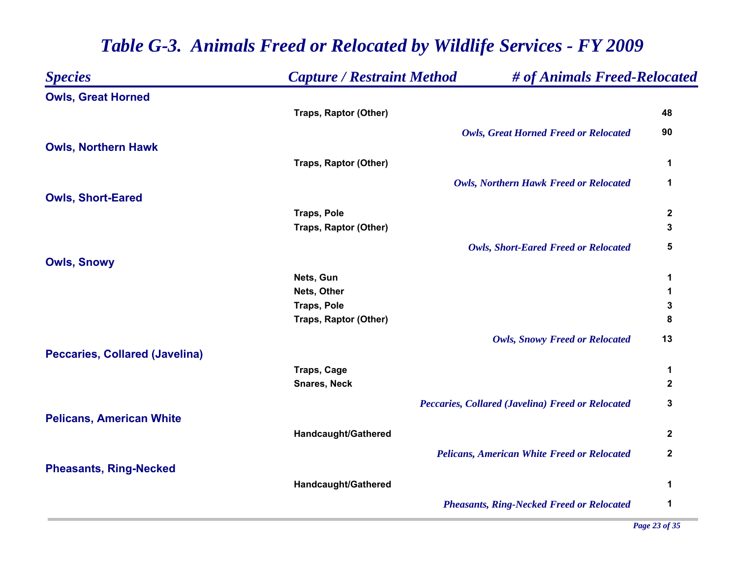# *Table G-3. Animals Freed or Relocated by Wildlife Services - FY 2009*

| *Species* | *Capture / Restraint Method* | *# of Animals Freed-Relocated* |
|---|---|---|
| **Owls, Great Horned** | | |
| | Traps, Raptor (Other) | 48 |
| | *Owls, Great Horned Freed or Relocated* | 90 |
| **Owls, Northern Hawk** | | |
| | Traps, Raptor (Other) | 1 |
| | *Owls, Northern Hawk Freed or Relocated* | 1 |
| **Owls, Short-Eared** | | |
| | Traps, Pole | 2 |
| | Traps, Raptor (Other) | 3 |
| | *Owls, Short-Eared Freed or Relocated* | 5 |
| **Owls, Snowy** | | |
| | Nets, Gun | 1 |
| | Nets, Other | 1 |
| | Traps, Pole | 3 |
| | Traps, Raptor (Other) | 8 |
| | *Owls, Snowy Freed or Relocated* | 13 |
| **Peccaries, Collared (Javelina)** | | |
| | Traps, Cage | 1 |
| | Snares, Neck | 2 |
| | *Peccaries, Collared (Javelina) Freed or Relocated* | 3 |
| **Pelicans, American White** | | |
| | Handcaught/Gathered | 2 |
| | *Pelicans, American White Freed or Relocated* | 2 |
| **Pheasants, Ring-Necked** | | |
| | Handcaught/Gathered | 1 |
| | *Pheasants, Ring-Necked Freed or Relocated* | 1 |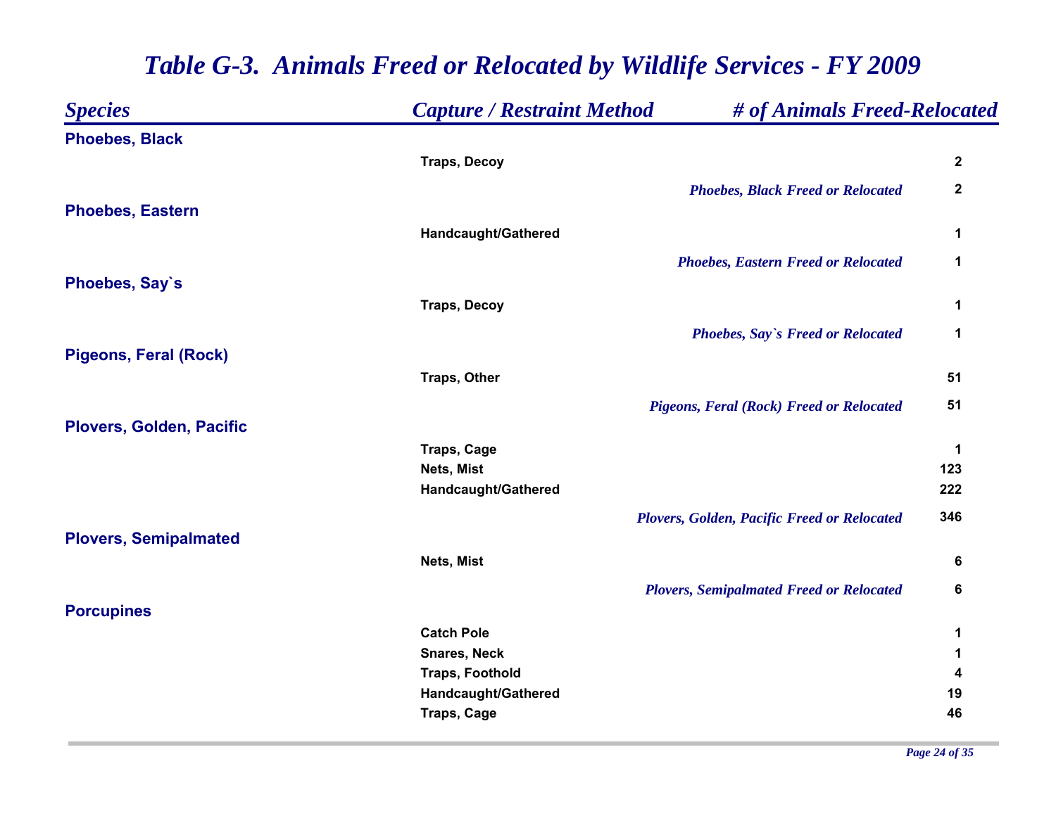# *Table G-3. Animals Freed or Relocated by Wildlife Services - FY 2009*

| *Species* | *Capture / Restraint Method* | *# of Animals Freed-Relocated* |
|---|---|---|
| **Phoebes, Black** | | |
| | Traps, Decoy | 2 |
| | *Phoebes, Black Freed or Relocated* | 2 |
| **Phoebes, Eastern** | | |
| | Handcaught/Gathered | 1 |
| | *Phoebes, Eastern Freed or Relocated* | 1 |
| **Phoebes, Say`s** | | |
| | Traps, Decoy | 1 |
| | *Phoebes, Say`s Freed or Relocated* | 1 |
| **Pigeons, Feral (Rock)** | | |
| | Traps, Other | 51 |
| | *Pigeons, Feral (Rock) Freed or Relocated* | 51 |
| **Plovers, Golden, Pacific** | | |
| | Traps, Cage | 1 |
| | Nets, Mist | 123 |
| | Handcaught/Gathered | 222 |
| | *Plovers, Golden, Pacific Freed or Relocated* | 346 |
| **Plovers, Semipalmated** | | |
| | Nets, Mist | 6 |
| | *Plovers, Semipalmated Freed or Relocated* | 6 |
| **Porcupines** | | |
| | Catch Pole | 1 |
| | Snares, Neck | 1 |
| | Traps, Foothold | 4 |
| | Handcaught/Gathered | 19 |
| | Traps, Cage | 46 |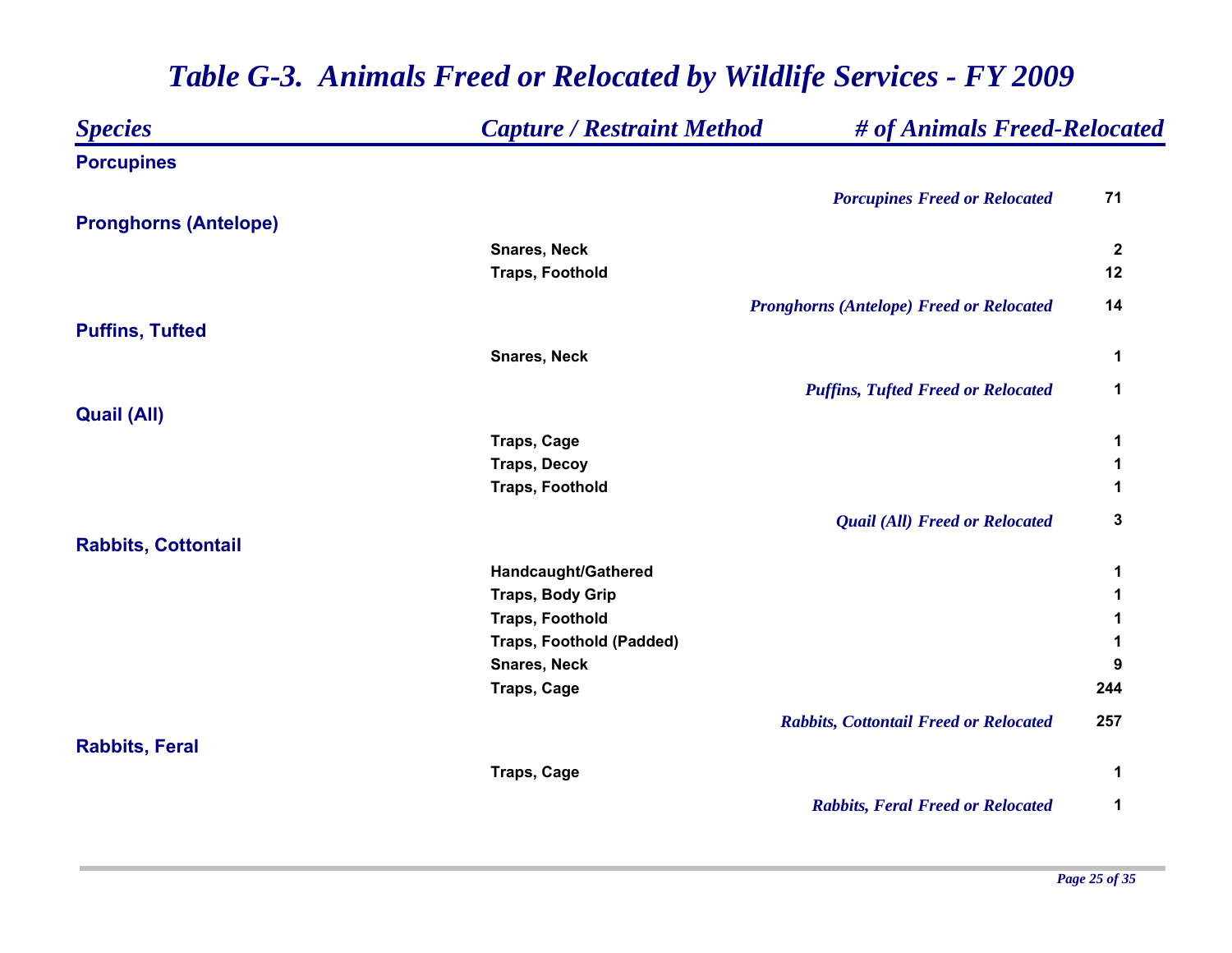# Table G-3. Animals Freed or Relocated by Wildlife Services - FY 2009

| Species | Capture / Restraint Method | # of Animals Freed-Relocated |
|---|---|---|
| **Porcupines** | | |
| | *Porcupines Freed or Relocated* | 71 |
| **Pronghorns (Antelope)** | | |
| | Snares, Neck | 2 |
| | Traps, Foothold | 12 |
| | *Pronghorns (Antelope) Freed or Relocated* | 14 |
| **Puffins, Tufted** | | |
| | Snares, Neck | 1 |
| | *Puffins, Tufted Freed or Relocated* | 1 |
| **Quail (All)** | | |
| | Traps, Cage | 1 |
| | Traps, Decoy | 1 |
| | Traps, Foothold | 1 |
| | *Quail (All) Freed or Relocated* | 3 |
| **Rabbits, Cottontail** | | |
| | Handcaught/Gathered | 1 |
| | Traps, Body Grip | 1 |
| | Traps, Foothold | 1 |
| | Traps, Foothold (Padded) | 1 |
| | Snares, Neck | 9 |
| | Traps, Cage | 244 |
| | *Rabbits, Cottontail Freed or Relocated* | 257 |
| **Rabbits, Feral** | | |
| | Traps, Cage | 1 |
| | *Rabbits, Feral Freed or Relocated* | 1 |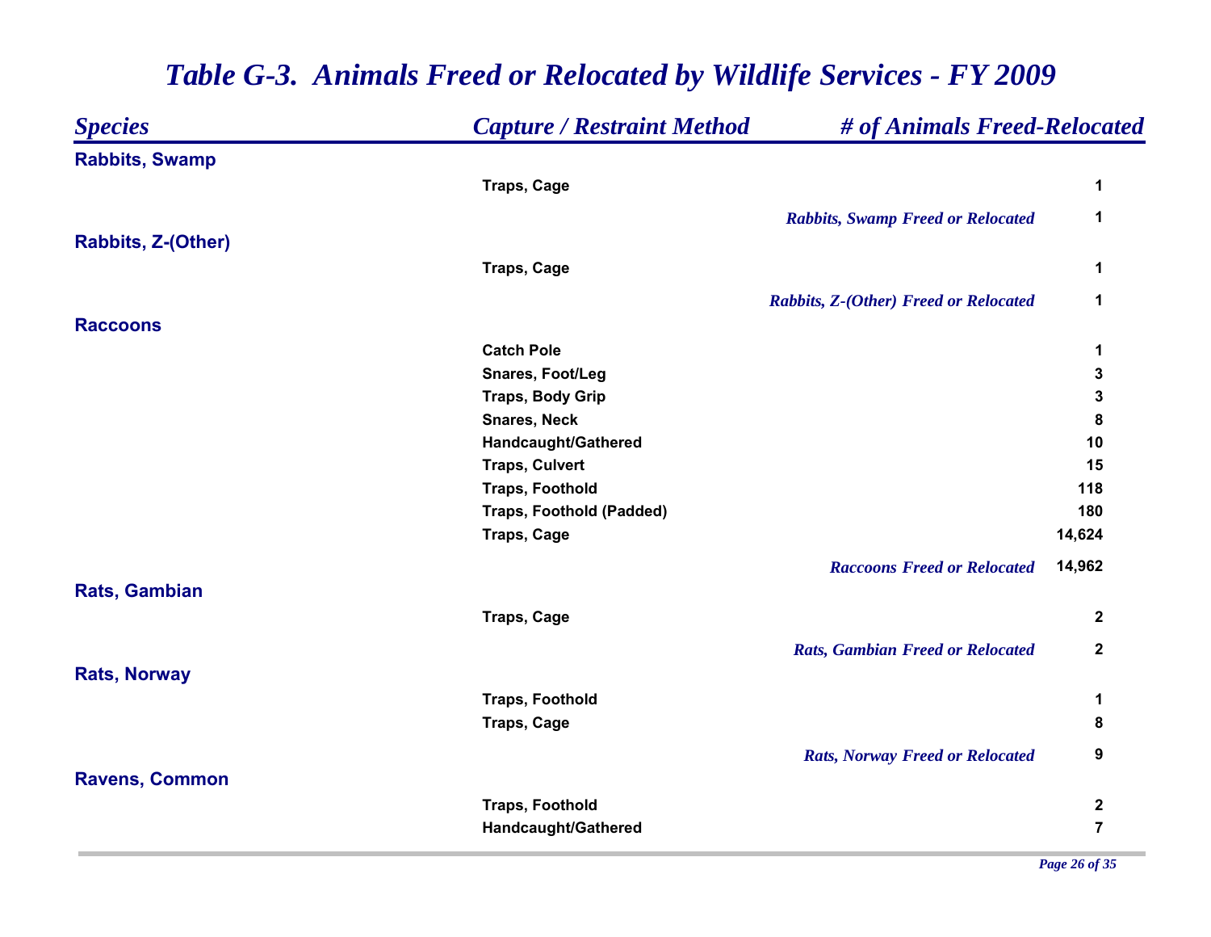# *Table G-3. Animals Freed or Relocated by Wildlife Services - FY 2009*

| *Species* | *Capture / Restraint Method* | *# of Animals Freed-Relocated* |
|---|---|---|
| **Rabbits, Swamp** | | |
| | **Traps, Cage** | **1** |
| | *Rabbits, Swamp Freed or Relocated* | **1** |
| **Rabbits, Z-(Other)** | | |
| | **Traps, Cage** | **1** |
| | *Rabbits, Z-(Other) Freed or Relocated* | **1** |
| **Raccoons** | | |
| | **Catch Pole** | **1** |
| | **Snares, Foot/Leg** | **3** |
| | **Traps, Body Grip** | **3** |
| | **Snares, Neck** | **8** |
| | **Handcaught/Gathered** | **10** |
| | **Traps, Culvert** | **15** |
| | **Traps, Foothold** | **118** |
| | **Traps, Foothold (Padded)** | **180** |
| | **Traps, Cage** | **14,624** |
| | *Raccoons Freed or Relocated* | **14,962** |
| **Rats, Gambian** | | |
| | **Traps, Cage** | **2** |
| | *Rats, Gambian Freed or Relocated* | **2** |
| **Rats, Norway** | | |
| | **Traps, Foothold** | **1** |
| | **Traps, Cage** | **8** |
| | *Rats, Norway Freed or Relocated* | **9** |
| **Ravens, Common** | | |
| | **Traps, Foothold** | **2** |
| | **Handcaught/Gathered** | **7** |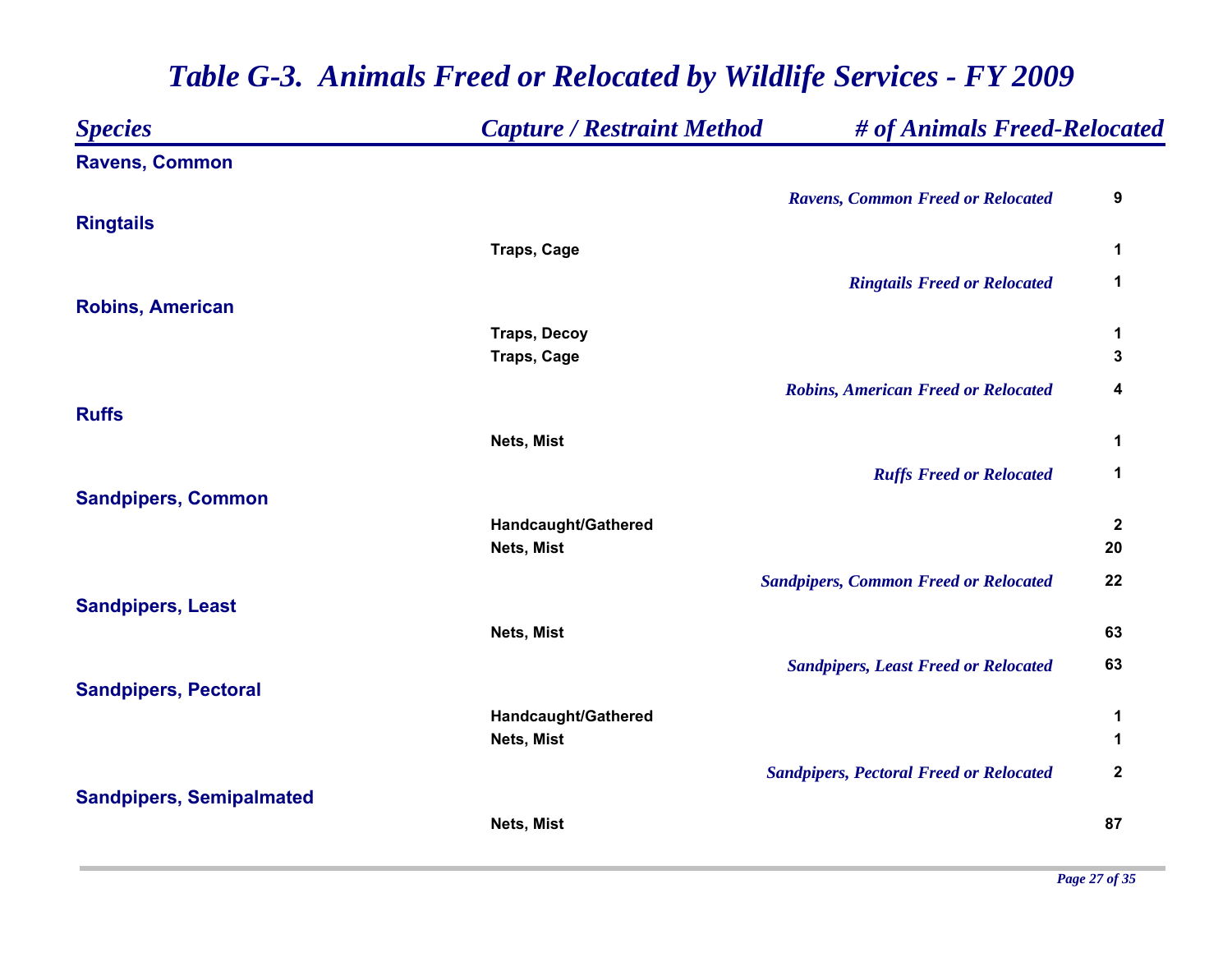# *Table G-3. Animals Freed or Relocated by Wildlife Services - FY 2009*

| *Species* | *Capture / Restraint Method* | *# of Animals Freed-Relocated* |
|---|---|---|
| **Ravens, Common** | | |
| | *Ravens, Common Freed or Relocated* | **9** |
| **Ringtails** | | |
| | Traps, Cage | 1 |
| | *Ringtails Freed or Relocated* | **1** |
| **Robins, American** | | |
| | Traps, Decoy | 1 |
| | Traps, Cage | 3 |
| | *Robins, American Freed or Relocated* | **4** |
| **Ruffs** | | |
| | Nets, Mist | 1 |
| | *Ruffs Freed or Relocated* | **1** |
| **Sandpipers, Common** | | |
| | Handcaught/Gathered | 2 |
| | Nets, Mist | 20 |
| | *Sandpipers, Common Freed or Relocated* | **22** |
| **Sandpipers, Least** | | |
| | Nets, Mist | 63 |
| | *Sandpipers, Least Freed or Relocated* | **63** |
| **Sandpipers, Pectoral** | | |
| | Handcaught/Gathered | 1 |
| | Nets, Mist | 1 |
| | *Sandpipers, Pectoral Freed or Relocated* | **2** |
| **Sandpipers, Semipalmated** | | |
| | Nets, Mist | 87 |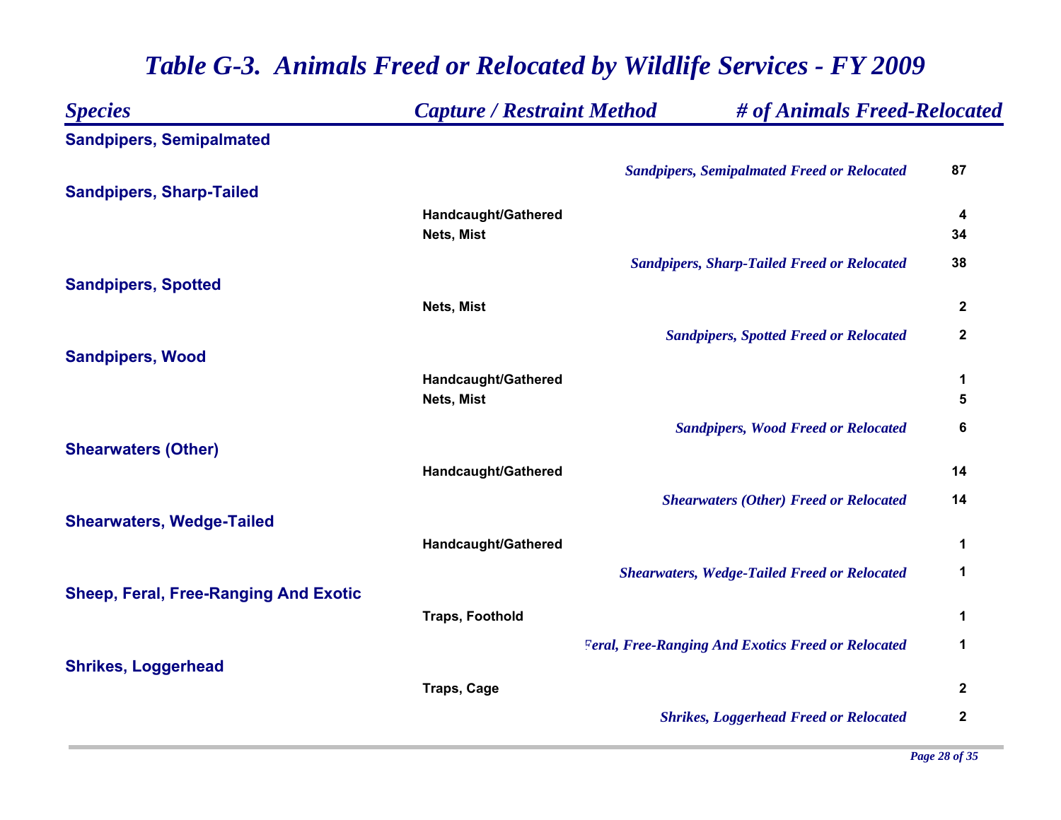# Table G-3. Animals Freed or Relocated by Wildlife Services - FY 2009

| Species | Capture / Restraint Method | # of Animals Freed-Relocated |
|---|---|---|
| **Sandpipers, Semipalmated** | | |
| | *Sandpipers, Semipalmated Freed or Relocated* | 87 |
| **Sandpipers, Sharp-Tailed** | | |
| | Handcaught/Gathered | 4 |
| | Nets, Mist | 34 |
| | *Sandpipers, Sharp-Tailed Freed or Relocated* | 38 |
| **Sandpipers, Spotted** | | |
| | Nets, Mist | 2 |
| | *Sandpipers, Spotted Freed or Relocated* | 2 |
| **Sandpipers, Wood** | | |
| | Handcaught/Gathered | 1 |
| | Nets, Mist | 5 |
| | *Sandpipers, Wood Freed or Relocated* | 6 |
| **Shearwaters (Other)** | | |
| | Handcaught/Gathered | 14 |
| | *Shearwaters (Other) Freed or Relocated* | 14 |
| **Shearwaters, Wedge-Tailed** | | |
| | Handcaught/Gathered | 1 |
| | *Shearwaters, Wedge-Tailed Freed or Relocated* | 1 |
| **Sheep, Feral, Free-Ranging And Exotic** | | |
| | Traps, Foothold | 1 |
| | *Feral, Free-Ranging And Exotics Freed or Relocated* | 1 |
| **Shrikes, Loggerhead** | | |
| | Traps, Cage | 2 |
| | *Shrikes, Loggerhead Freed or Relocated* | 2 |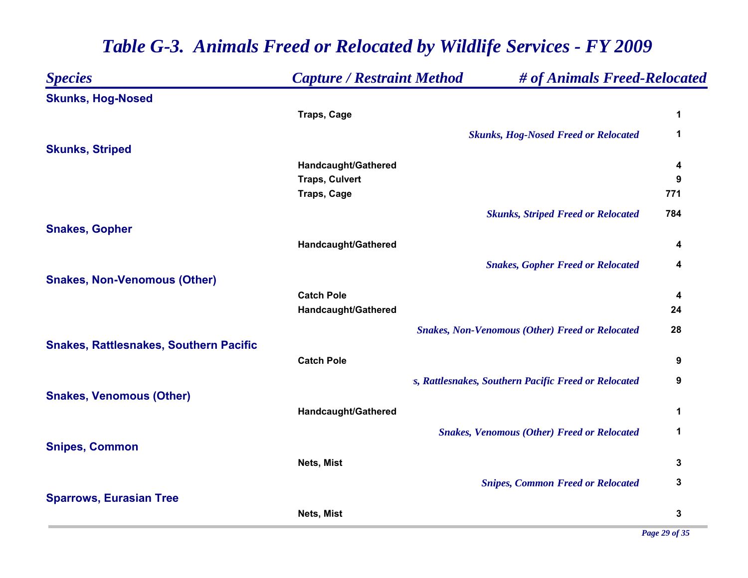# *Table G-3. Animals Freed or Relocated by Wildlife Services - FY 2009*

| *Species* | *Capture / Restraint Method* | *# of Animals Freed-Relocated* |
|---|---|---|
| **Skunks, Hog-Nosed** | | |
| | Traps, Cage | 1 |
| | *Skunks, Hog-Nosed Freed or Relocated* | 1 |
| **Skunks, Striped** | | |
| | Handcaught/Gathered | 4 |
| | Traps, Culvert | 9 |
| | Traps, Cage | 771 |
| | *Skunks, Striped Freed or Relocated* | 784 |
| **Snakes, Gopher** | | |
| | Handcaught/Gathered | 4 |
| | *Snakes, Gopher Freed or Relocated* | 4 |
| **Snakes, Non-Venomous (Other)** | | |
| | Catch Pole | 4 |
| | Handcaught/Gathered | 24 |
| | *Snakes, Non-Venomous (Other) Freed or Relocated* | 28 |
| **Snakes, Rattlesnakes, Southern Pacific** | | |
| | Catch Pole | 9 |
| | *s, Rattlesnakes, Southern Pacific Freed or Relocated* | 9 |
| **Snakes, Venomous (Other)** | | |
| | Handcaught/Gathered | 1 |
| | *Snakes, Venomous (Other) Freed or Relocated* | 1 |
| **Snipes, Common** | | |
| | Nets, Mist | 3 |
| | *Snipes, Common Freed or Relocated* | 3 |
| **Sparrows, Eurasian Tree** | | |
| | Nets, Mist | 3 |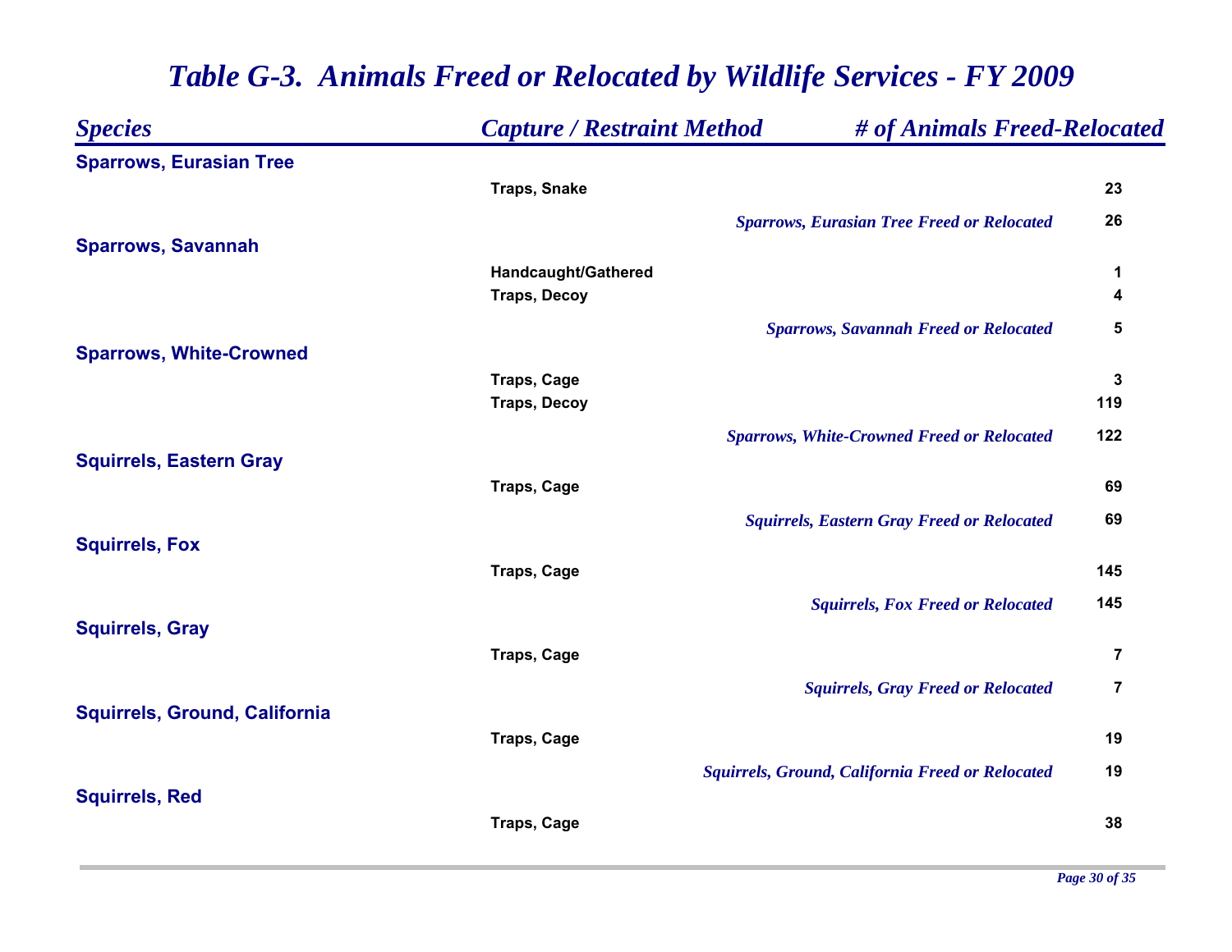# *Table G-3. Animals Freed or Relocated by Wildlife Services - FY 2009*

| *Species* | *Capture / Restraint Method* | *# of Animals Freed-Relocated* |
|---|---|---|
| **Sparrows, Eurasian Tree** | | |
| | Traps, Snake | 23 |
| | *Sparrows, Eurasian Tree Freed or Relocated* | 26 |
| **Sparrows, Savannah** | | |
| | Handcaught/Gathered | 1 |
| | Traps, Decoy | 4 |
| | *Sparrows, Savannah Freed or Relocated* | 5 |
| **Sparrows, White-Crowned** | | |
| | Traps, Cage | 3 |
| | Traps, Decoy | 119 |
| | *Sparrows, White-Crowned Freed or Relocated* | 122 |
| **Squirrels, Eastern Gray** | | |
| | Traps, Cage | 69 |
| | *Squirrels, Eastern Gray Freed or Relocated* | 69 |
| **Squirrels, Fox** | | |
| | Traps, Cage | 145 |
| | *Squirrels, Fox Freed or Relocated* | 145 |
| **Squirrels, Gray** | | |
| | Traps, Cage | 7 |
| | *Squirrels, Gray Freed or Relocated* | 7 |
| **Squirrels, Ground, California** | | |
| | Traps, Cage | 19 |
| | *Squirrels, Ground, California Freed or Relocated* | 19 |
| **Squirrels, Red** | | |
| | Traps, Cage | 38 |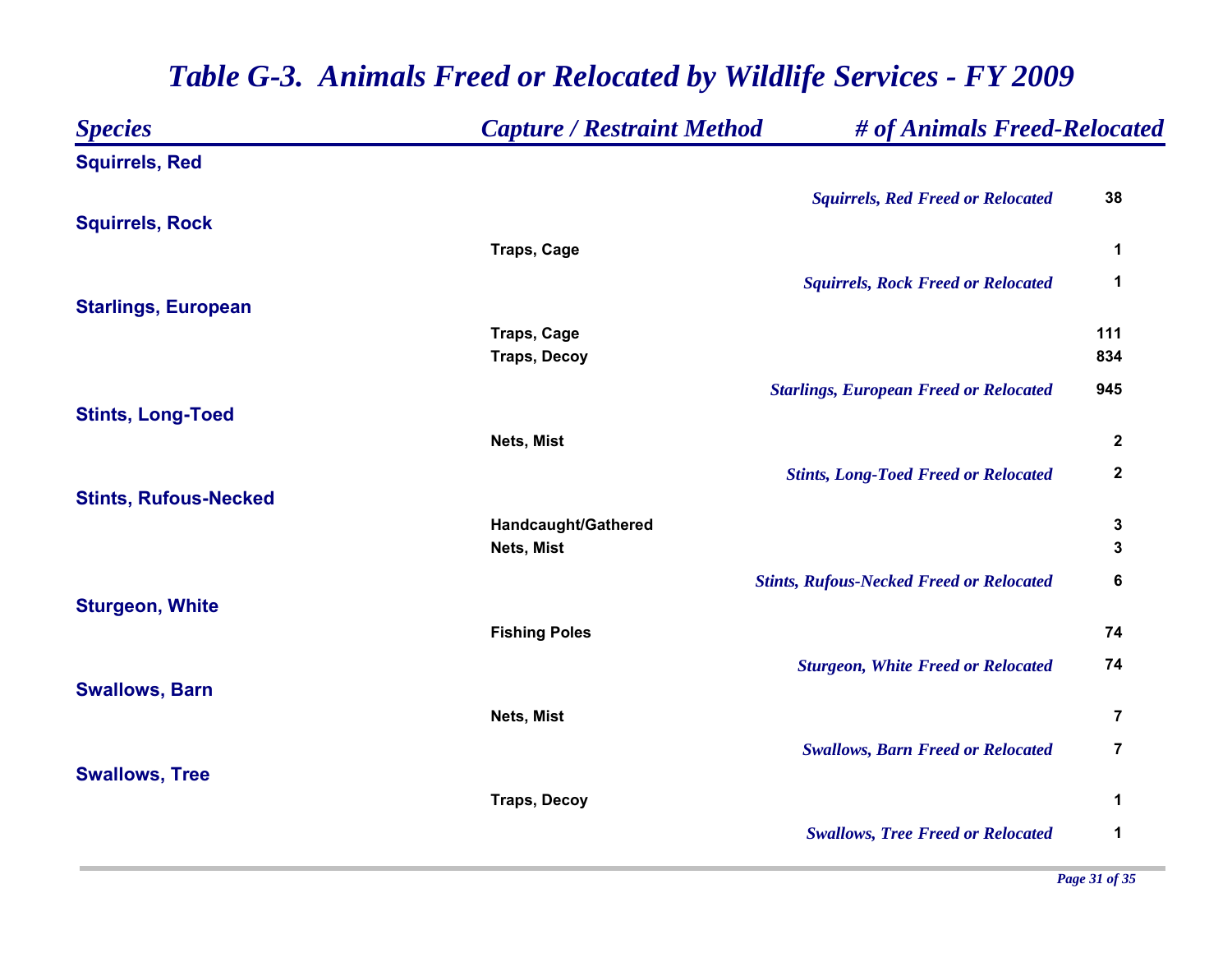# *Table G-3. Animals Freed or Relocated by Wildlife Services - FY 2009*

| *Species* | *Capture / Restraint Method* | *# of Animals Freed-Relocated* |
|---|---|---|
| **Squirrels, Red** | | |
| | *Squirrels, Red Freed or Relocated* | **38** |
| **Squirrels, Rock** | | |
| | **Traps, Cage** | **1** |
| | *Squirrels, Rock Freed or Relocated* | **1** |
| **Starlings, European** | | |
| | **Traps, Cage** | **111** |
| | **Traps, Decoy** | **834** |
| | *Starlings, European Freed or Relocated* | **945** |
| **Stints, Long-Toed** | | |
| | **Nets, Mist** | **2** |
| | *Stints, Long-Toed Freed or Relocated* | **2** |
| **Stints, Rufous-Necked** | | |
| | **Handcaught/Gathered** | **3** |
| | **Nets, Mist** | **3** |
| | *Stints, Rufous-Necked Freed or Relocated* | **6** |
| **Sturgeon, White** | | |
| | **Fishing Poles** | **74** |
| | *Sturgeon, White Freed or Relocated* | **74** |
| **Swallows, Barn** | | |
| | **Nets, Mist** | **7** |
| | *Swallows, Barn Freed or Relocated* | **7** |
| **Swallows, Tree** | | |
| | **Traps, Decoy** | **1** |
| | *Swallows, Tree Freed or Relocated* | **1** |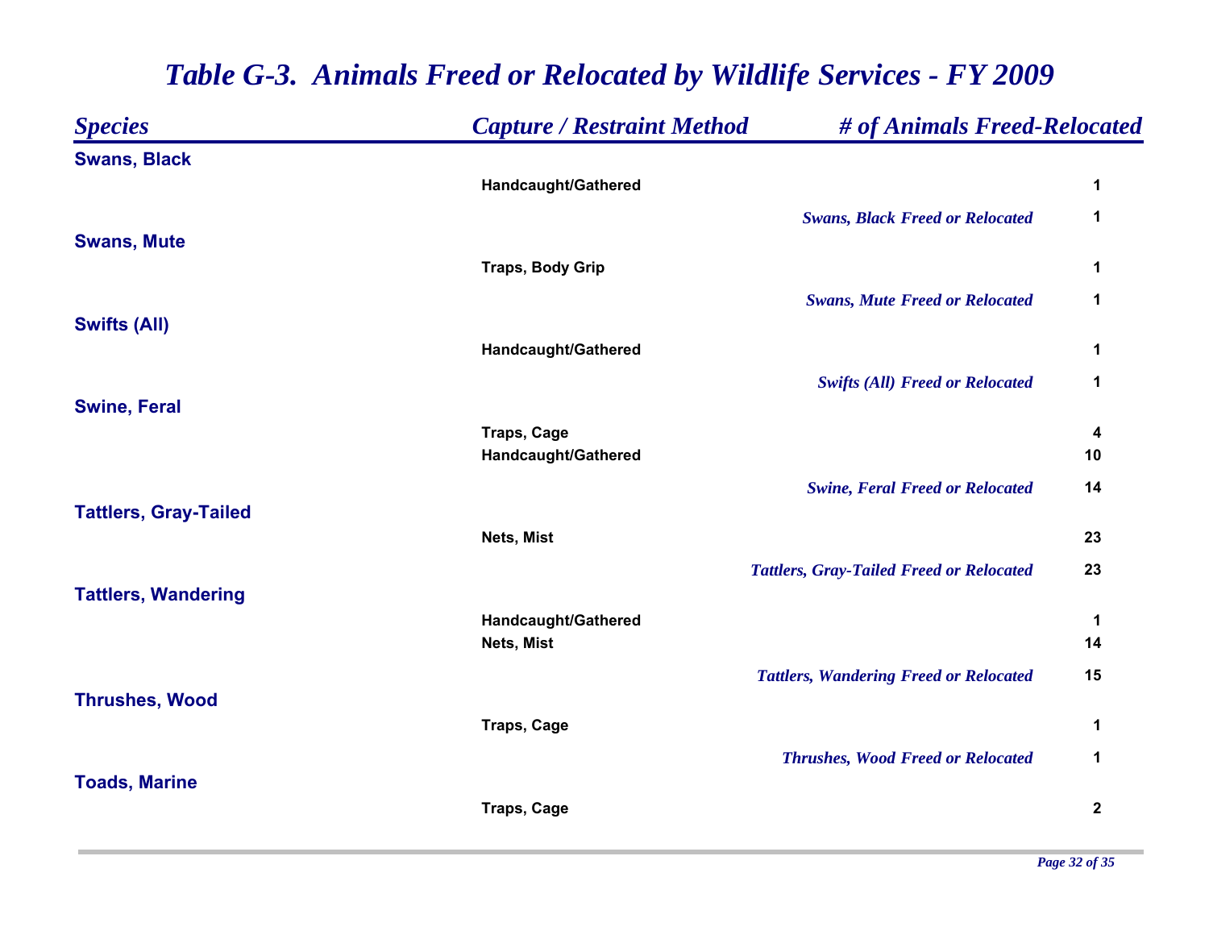# *Table G-3. Animals Freed or Relocated by Wildlife Services - FY 2009*

| *Species* | *Capture / Restraint Method* | *# of Animals Freed-Relocated* |
|---|---|---|
| **Swans, Black** | | |
| | Handcaught/Gathered | 1 |
| | *Swans, Black Freed or Relocated* | 1 |
| **Swans, Mute** | | |
| | Traps, Body Grip | 1 |
| | *Swans, Mute Freed or Relocated* | 1 |
| **Swifts (All)** | | |
| | Handcaught/Gathered | 1 |
| | *Swifts (All) Freed or Relocated* | 1 |
| **Swine, Feral** | | |
| | Traps, Cage | 4 |
| | Handcaught/Gathered | 10 |
| | *Swine, Feral Freed or Relocated* | 14 |
| **Tattlers, Gray-Tailed** | | |
| | Nets, Mist | 23 |
| | *Tattlers, Gray-Tailed Freed or Relocated* | 23 |
| **Tattlers, Wandering** | | |
| | Handcaught/Gathered | 1 |
| | Nets, Mist | 14 |
| | *Tattlers, Wandering Freed or Relocated* | 15 |
| **Thrushes, Wood** | | |
| | Traps, Cage | 1 |
| | *Thrushes, Wood Freed or Relocated* | 1 |
| **Toads, Marine** | | |
| | Traps, Cage | 2 |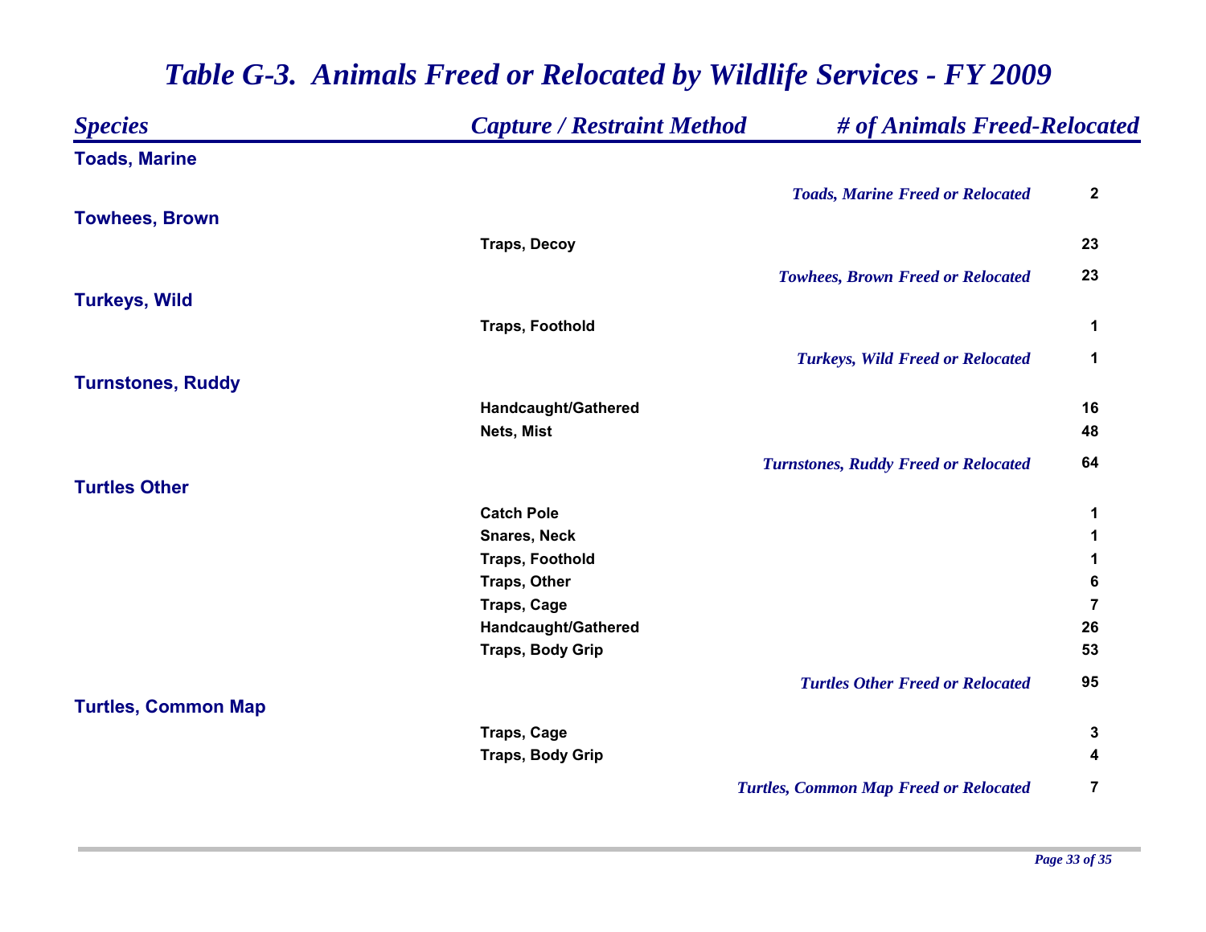# *Table G-3. Animals Freed or Relocated by Wildlife Services - FY 2009*

| *Species* | *Capture / Restraint Method* | *# of Animals Freed-Relocated* |
|---|---|---|
| **Toads, Marine** | | |
| | *Toads, Marine Freed or Relocated* | **2** |
| **Towhees, Brown** | | |
| | **Traps, Decoy** | **23** |
| | *Towhees, Brown Freed or Relocated* | **23** |
| **Turkeys, Wild** | | |
| | **Traps, Foothold** | **1** |
| | *Turkeys, Wild Freed or Relocated* | **1** |
| **Turnstones, Ruddy** | | |
| | **Handcaught/Gathered** | **16** |
| | **Nets, Mist** | **48** |
| | *Turnstones, Ruddy Freed or Relocated* | **64** |
| **Turtles Other** | | |
| | **Catch Pole** | **1** |
| | **Snares, Neck** | **1** |
| | **Traps, Foothold** | **1** |
| | **Traps, Other** | **6** |
| | **Traps, Cage** | **7** |
| | **Handcaught/Gathered** | **26** |
| | **Traps, Body Grip** | **53** |
| | *Turtles Other Freed or Relocated* | **95** |
| **Turtles, Common Map** | | |
| | **Traps, Cage** | **3** |
| | **Traps, Body Grip** | **4** |
| | *Turtles, Common Map Freed or Relocated* | **7** |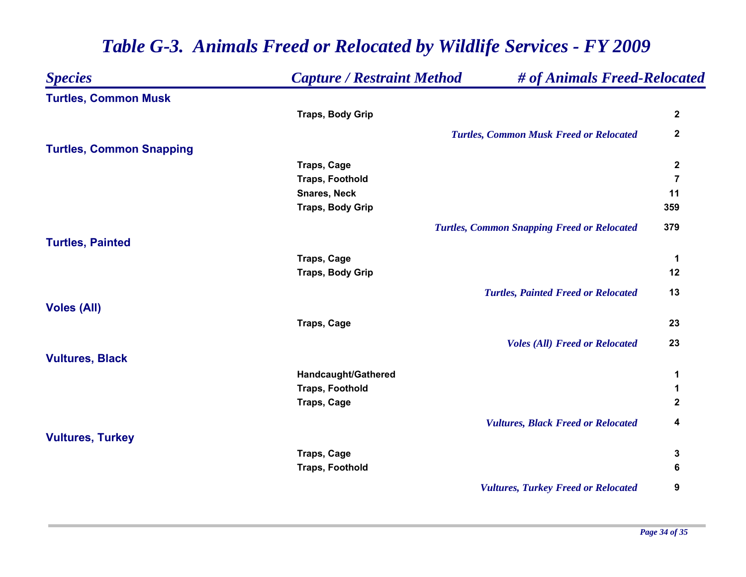# *Table G-3. Animals Freed or Relocated by Wildlife Services - FY 2009*

| *Species* | *Capture / Restraint Method* | *# of Animals Freed-Relocated* |
|---|---|---|
| **Turtles, Common Musk** | | |
| | Traps, Body Grip | 2 |
| | *Turtles, Common Musk Freed or Relocated* | 2 |
| **Turtles, Common Snapping** | | |
| | Traps, Cage | 2 |
| | Traps, Foothold | 7 |
| | Snares, Neck | 11 |
| | Traps, Body Grip | 359 |
| | *Turtles, Common Snapping Freed or Relocated* | 379 |
| **Turtles, Painted** | | |
| | Traps, Cage | 1 |
| | Traps, Body Grip | 12 |
| | *Turtles, Painted Freed or Relocated* | 13 |
| **Voles (All)** | | |
| | Traps, Cage | 23 |
| | *Voles (All) Freed or Relocated* | 23 |
| **Vultures, Black** | | |
| | Handcaught/Gathered | 1 |
| | Traps, Foothold | 1 |
| | Traps, Cage | 2 |
| | *Vultures, Black Freed or Relocated* | 4 |
| **Vultures, Turkey** | | |
| | Traps, Cage | 3 |
| | Traps, Foothold | 6 |
| | *Vultures, Turkey Freed or Relocated* | 9 |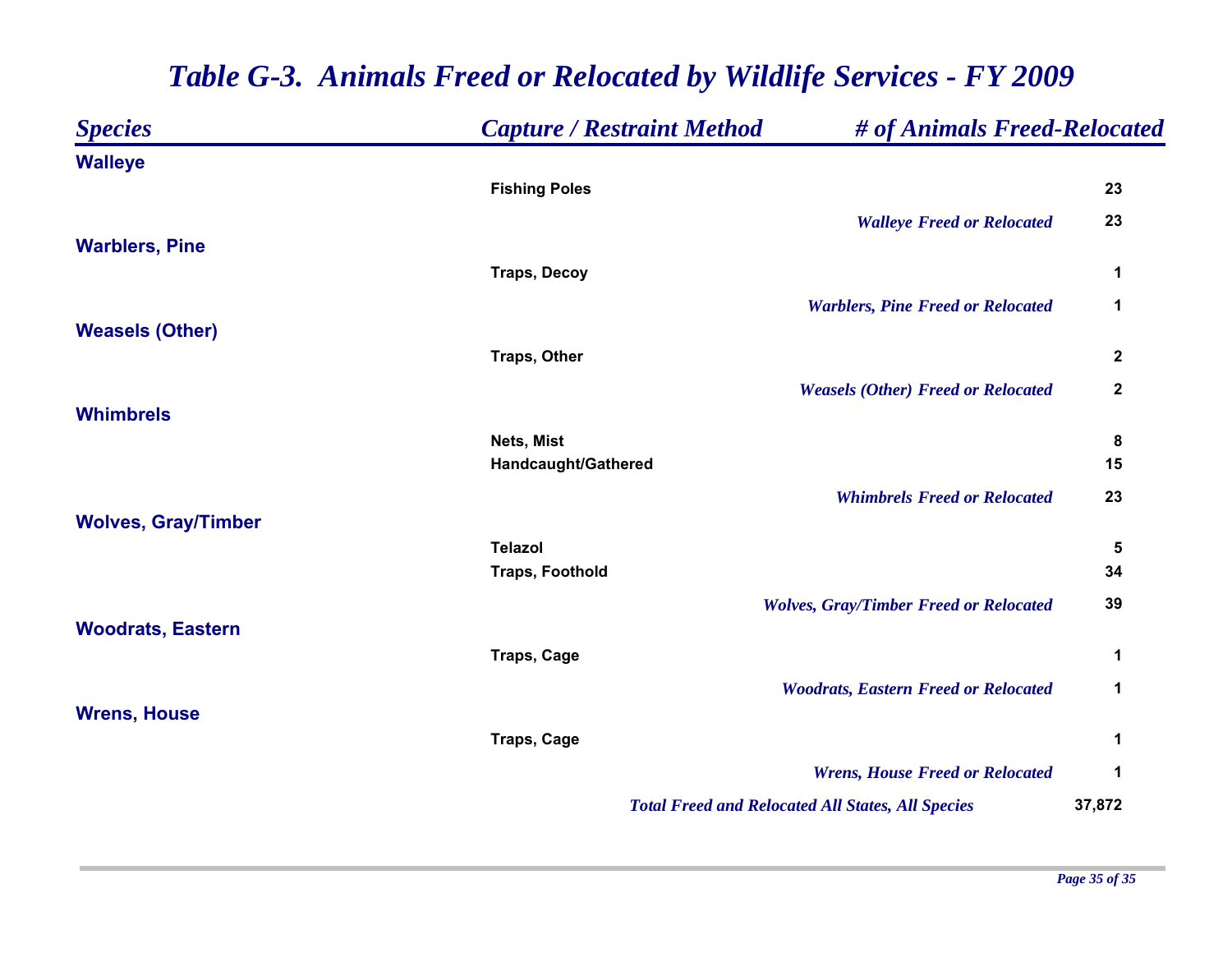# *Table G-3. Animals Freed or Relocated by Wildlife Services - FY 2009*

| *Species* | *Capture / Restraint Method* | *# of Animals Freed-Relocated* |
|---|---|---|
| **Walleye** | | |
| | **Fishing Poles** | **23** |
| | *Walleye Freed or Relocated* | **23** |
| **Warblers, Pine** | | |
| | **Traps, Decoy** | **1** |
| | *Warblers, Pine Freed or Relocated* | **1** |
| **Weasels (Other)** | | |
| | **Traps, Other** | **2** |
| | *Weasels (Other) Freed or Relocated* | **2** |
| **Whimbrels** | | |
| | **Nets, Mist** | **8** |
| | **Handcaught/Gathered** | **15** |
| | *Whimbrels Freed or Relocated* | **23** |
| **Wolves, Gray/Timber** | | |
| | **Telazol** | **5** |
| | **Traps, Foothold** | **34** |
| | *Wolves, Gray/Timber Freed or Relocated* | **39** |
| **Woodrats, Eastern** | | |
| | **Traps, Cage** | **1** |
| | *Woodrats, Eastern Freed or Relocated* | **1** |
| **Wrens, House** | | |
| | **Traps, Cage** | **1** |
| | *Wrens, House Freed or Relocated* | **1** |
| | *Total Freed and Relocated All States, All Species* | **37,872** |